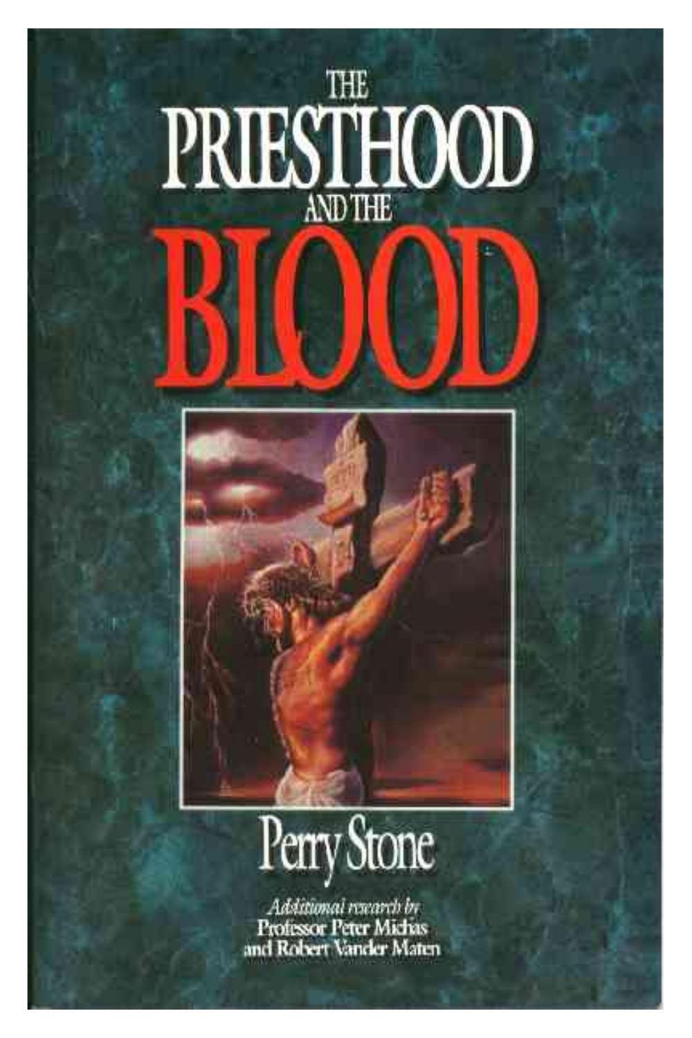# THE PRIESTHOOD AND THE BLOOD

## Perry Stone

*Additional research by*
**Professor Peter Michas**
**and Robert Vander Maten**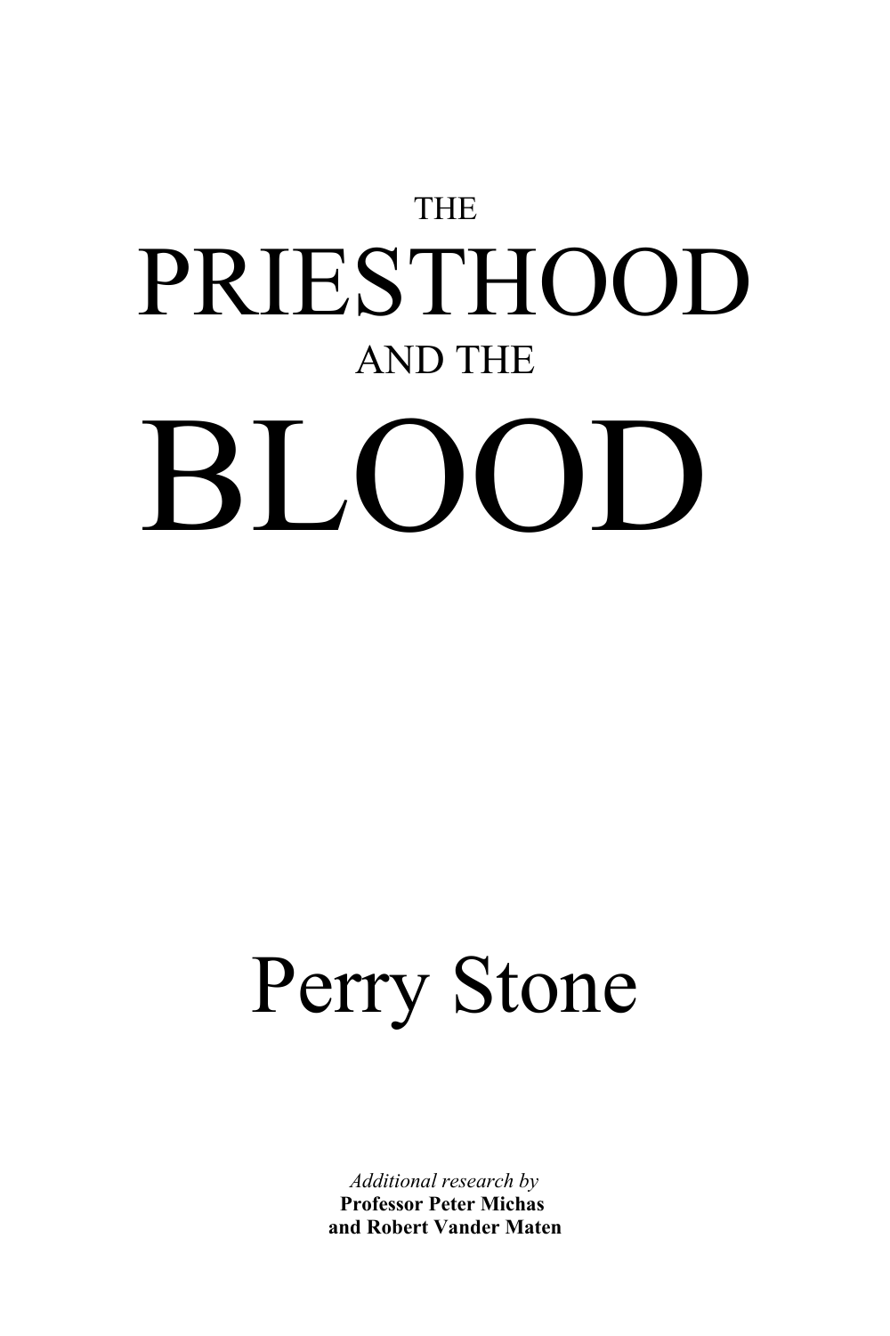# THE PRIESTHOOD AND THE BLOOD

## Perry Stone

*Additional research by*
**Professor Peter Michas**
**and Robert Vander Maten**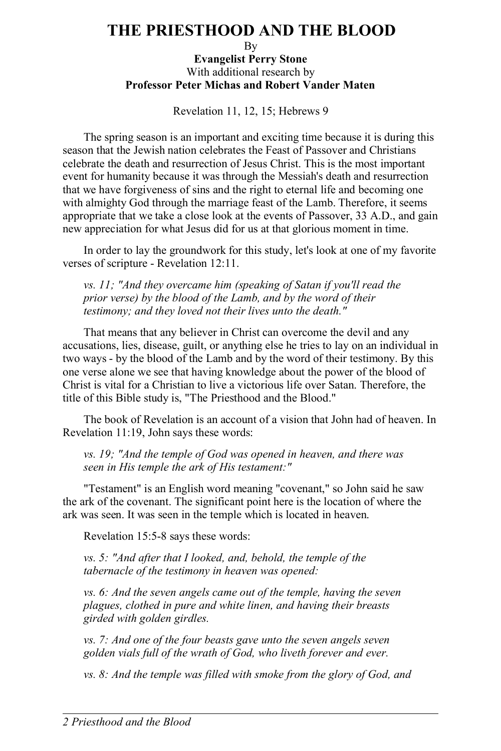# THE PRIESTHOOD AND THE BLOOD

By

**Evangelist Perry Stone**

With additional research by

**Professor Peter Michas and Robert Vander Maten**

Revelation 11, 12, 15; Hebrews 9

The spring season is an important and exciting time because it is during this season that the Jewish nation celebrates the Feast of Passover and Christians celebrate the death and resurrection of Jesus Christ. This is the most important event for humanity because it was through the Messiah's death and resurrection that we have forgiveness of sins and the right to eternal life and becoming one with almighty God through the marriage feast of the Lamb. Therefore, it seems appropriate that we take a close look at the events of Passover, 33 A.D., and gain new appreciation for what Jesus did for us at that glorious moment in time.

In order to lay the groundwork for this study, let's look at one of my favorite verses of scripture - Revelation 12:11.

> *vs. 11; "And they overcame him (speaking of Satan if you'll read the prior verse) by the blood of the Lamb, and by the word of their testimony; and they loved not their lives unto the death."*

That means that any believer in Christ can overcome the devil and any accusations, lies, disease, guilt, or anything else he tries to lay on an individual in two ways - by the blood of the Lamb and by the word of their testimony. By this one verse alone we see that having knowledge about the power of the blood of Christ is vital for a Christian to live a victorious life over Satan. Therefore, the title of this Bible study is, "The Priesthood and the Blood."

The book of Revelation is an account of a vision that John had of heaven. In Revelation 11:19, John says these words:

> *vs. 19; "And the temple of God was opened in heaven, and there was seen in His temple the ark of His testament:"*

"Testament" is an English word meaning "covenant," so John said he saw the ark of the covenant. The significant point here is the location of where the ark was seen. It was seen in the temple which is located in heaven.

Revelation 15:5-8 says these words:

> *vs. 5: "And after that I looked, and, behold, the temple of the tabernacle of the testimony in heaven was opened:*
>
> *vs. 6: And the seven angels came out of the temple, having the seven plagues, clothed in pure and white linen, and having their breasts girded with golden girdles.*
>
> *vs. 7: And one of the four beasts gave unto the seven angels seven golden vials full of the wrath of God, who liveth forever and ever.*
>
> *vs. 8: And the temple was filled with smoke from the glory of God, and*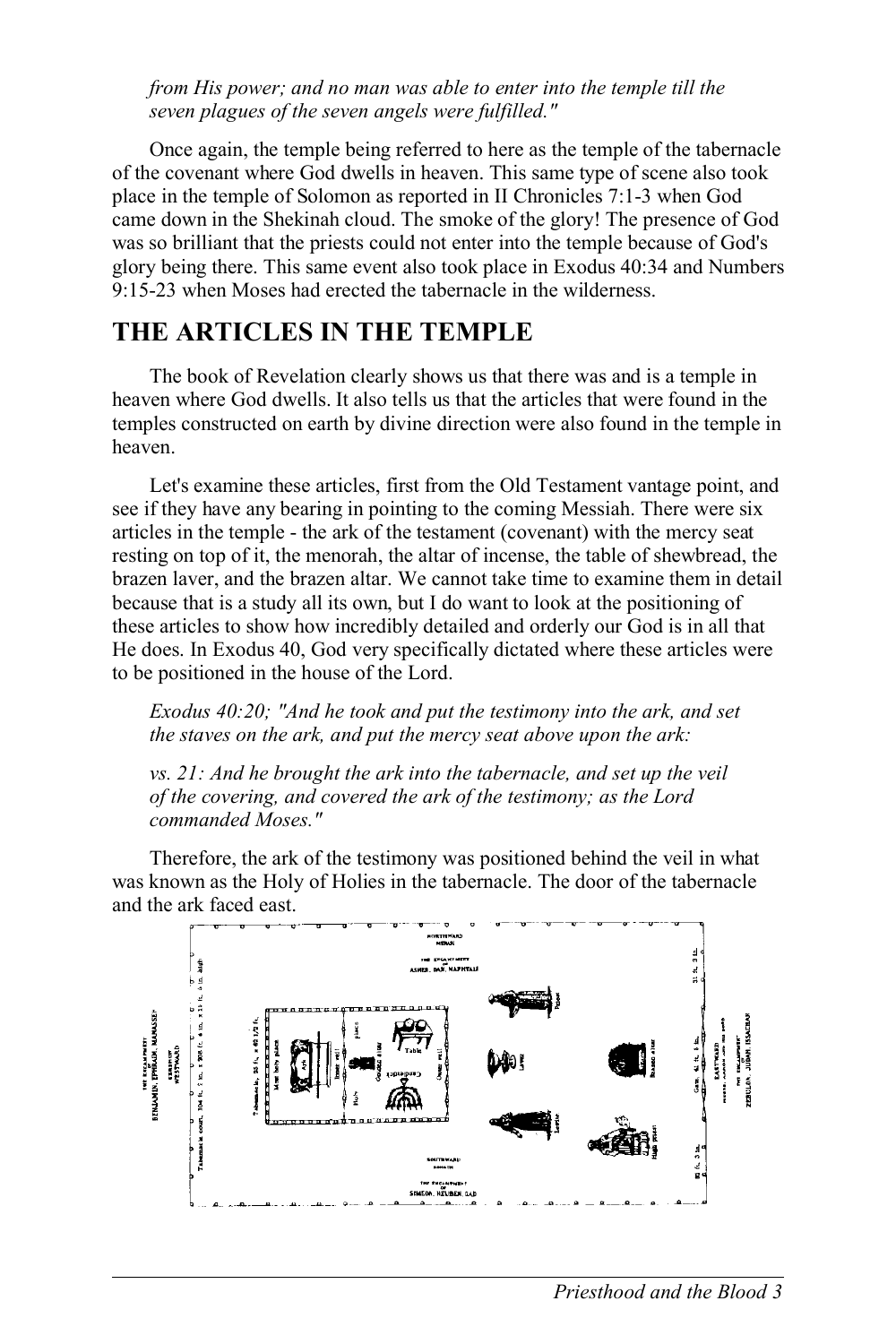*from His power; and no man was able to enter into the temple till the seven plagues of the seven angels were fulfilled."*

Once again, the temple being referred to here as the temple of the tabernacle of the covenant where God dwells in heaven. This same type of scene also took place in the temple of Solomon as reported in II Chronicles 7:1-3 when God came down in the Shekinah cloud. The smoke of the glory! The presence of God was so brilliant that the priests could not enter into the temple because of God's glory being there. This same event also took place in Exodus 40:34 and Numbers 9:15-23 when Moses had erected the tabernacle in the wilderness.

## THE ARTICLES IN THE TEMPLE

The book of Revelation clearly shows us that there was and is a temple in heaven where God dwells. It also tells us that the articles that were found in the temples constructed on earth by divine direction were also found in the temple in heaven.

Let's examine these articles, first from the Old Testament vantage point, and see if they have any bearing in pointing to the coming Messiah. There were six articles in the temple - the ark of the testament (covenant) with the mercy seat resting on top of it, the menorah, the altar of incense, the table of shewbread, the brazen laver, and the brazen altar. We cannot take time to examine them in detail because that is a study all its own, but I do want to look at the positioning of these articles to show how incredibly detailed and orderly our God is in all that He does. In Exodus 40, God very specifically dictated where these articles were to be positioned in the house of the Lord.

*Exodus 40:20; "And he took and put the testimony into the ark, and set the staves on the ark, and put the mercy seat above upon the ark:*

*vs. 21: And he brought the ark into the tabernacle, and set up the veil of the covering, and covered the ark of the testimony; as the Lord commanded Moses."*

Therefore, the ark of the testimony was positioned behind the veil in what was known as the Holy of Holies in the tabernacle. The door of the tabernacle and the ark faced east.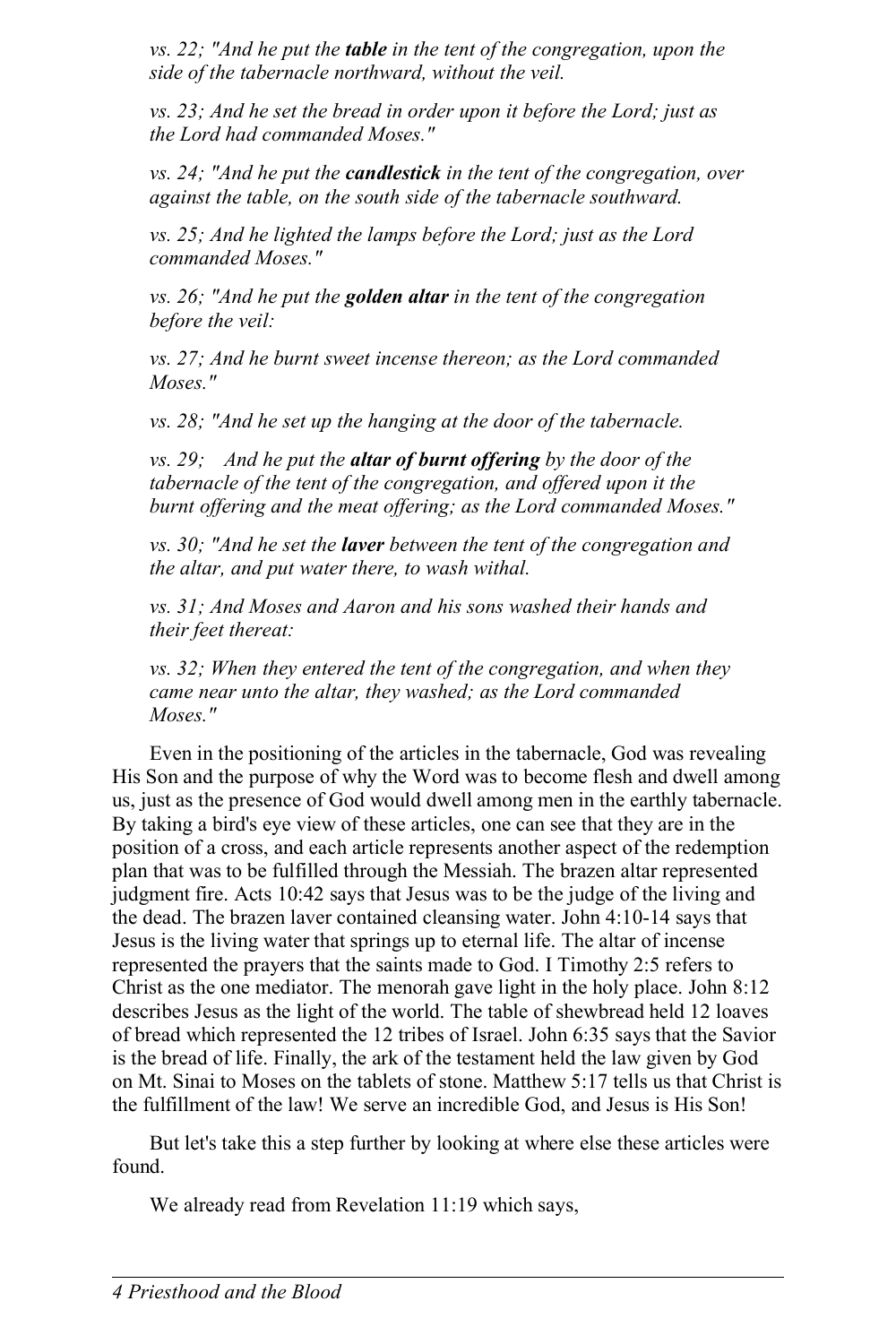*vs. 22; "And he put the **table** in the tent of the congregation, upon the side of the tabernacle northward, without the veil.*

*vs. 23; And he set the bread in order upon it before the Lord; just as the Lord had commanded Moses."*

*vs. 24; "And he put the **candlestick** in the tent of the congregation, over against the table, on the south side of the tabernacle southward.*

*vs. 25; And he lighted the lamps before the Lord; just as the Lord commanded Moses."*

*vs. 26; "And he put the **golden altar** in the tent of the congregation before the veil:*

*vs. 27; And he burnt sweet incense thereon; as the Lord commanded Moses."*

*vs. 28; "And he set up the hanging at the door of the tabernacle.*

*vs. 29; And he put the **altar of burnt offering** by the door of the tabernacle of the tent of the congregation, and offered upon it the burnt offering and the meat offering; as the Lord commanded Moses."*

*vs. 30; "And he set the **laver** between the tent of the congregation and the altar, and put water there, to wash withal.*

*vs. 31; And Moses and Aaron and his sons washed their hands and their feet thereat:*

*vs. 32; When they entered the tent of the congregation, and when they came near unto the altar, they washed; as the Lord commanded Moses."*

Even in the positioning of the articles in the tabernacle, God was revealing His Son and the purpose of why the Word was to become flesh and dwell among us, just as the presence of God would dwell among men in the earthly tabernacle. By taking a bird's eye view of these articles, one can see that they are in the position of a cross, and each article represents another aspect of the redemption plan that was to be fulfilled through the Messiah. The brazen altar represented judgment fire. Acts 10:42 says that Jesus was to be the judge of the living and the dead. The brazen laver contained cleansing water. John 4:10-14 says that Jesus is the living water that springs up to eternal life. The altar of incense represented the prayers that the saints made to God. I Timothy 2:5 refers to Christ as the one mediator. The menorah gave light in the holy place. John 8:12 describes Jesus as the light of the world. The table of shewbread held 12 loaves of bread which represented the 12 tribes of Israel. John 6:35 says that the Savior is the bread of life. Finally, the ark of the testament held the law given by God on Mt. Sinai to Moses on the tablets of stone. Matthew 5:17 tells us that Christ is the fulfillment of the law! We serve an incredible God, and Jesus is His Son!

But let's take this a step further by looking at where else these articles were found.

We already read from Revelation 11:19 which says,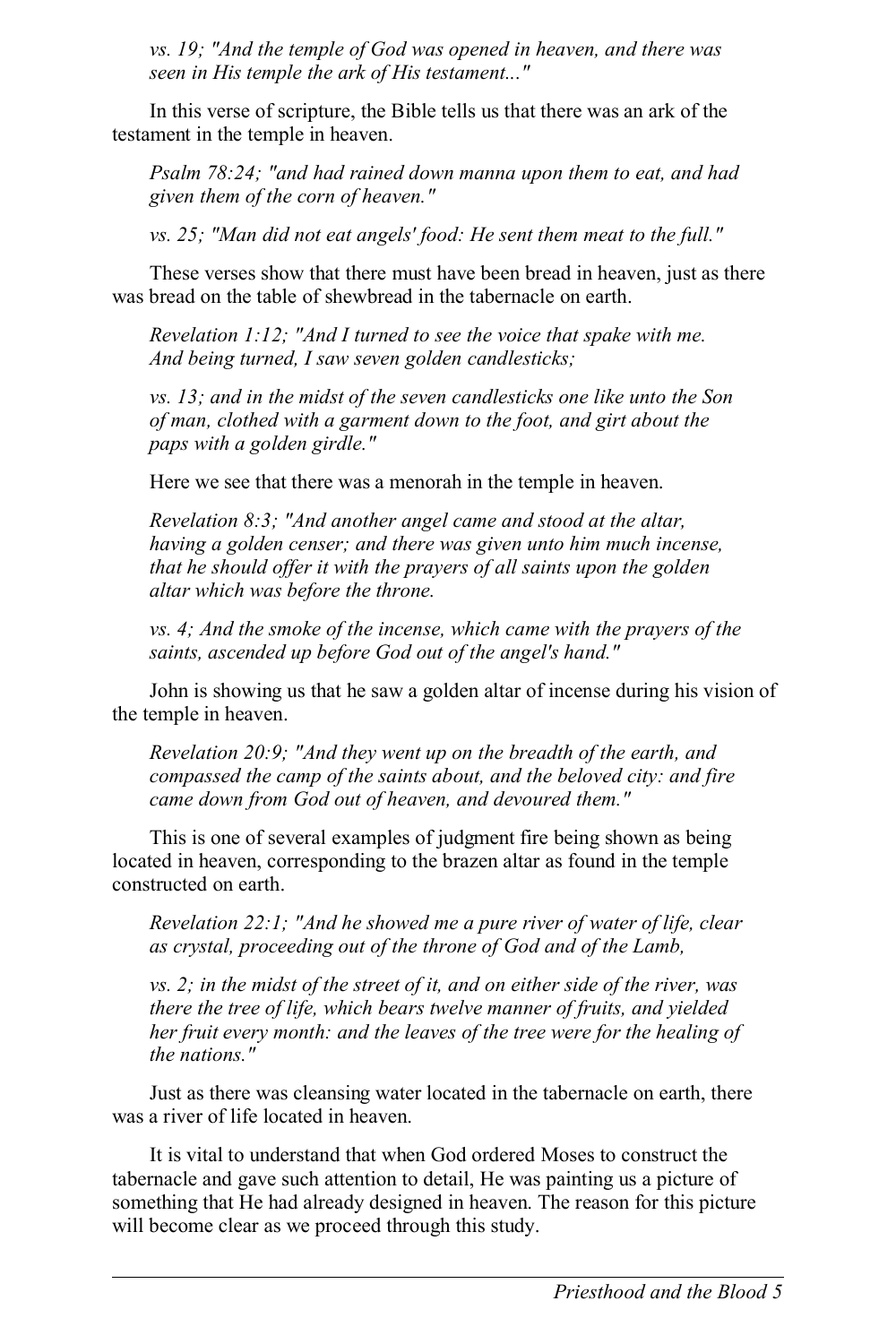*vs. 19; "And the temple of God was opened in heaven, and there was seen in His temple the ark of His testament..."*

In this verse of scripture, the Bible tells us that there was an ark of the testament in the temple in heaven.

*Psalm 78:24; "and had rained down manna upon them to eat, and had given them of the corn of heaven."*

*vs. 25; "Man did not eat angels' food: He sent them meat to the full."*

These verses show that there must have been bread in heaven, just as there was bread on the table of shewbread in the tabernacle on earth.

*Revelation 1:12; "And I turned to see the voice that spake with me. And being turned, I saw seven golden candlesticks;*

*vs. 13; and in the midst of the seven candlesticks one like unto the Son of man, clothed with a garment down to the foot, and girt about the paps with a golden girdle."*

Here we see that there was a menorah in the temple in heaven.

*Revelation 8:3; "And another angel came and stood at the altar, having a golden censer; and there was given unto him much incense, that he should offer it with the prayers of all saints upon the golden altar which was before the throne.*

*vs. 4; And the smoke of the incense, which came with the prayers of the saints, ascended up before God out of the angel's hand."*

John is showing us that he saw a golden altar of incense during his vision of the temple in heaven.

*Revelation 20:9; "And they went up on the breadth of the earth, and compassed the camp of the saints about, and the beloved city: and fire came down from God out of heaven, and devoured them."*

This is one of several examples of judgment fire being shown as being located in heaven, corresponding to the brazen altar as found in the temple constructed on earth.

*Revelation 22:1; "And he showed me a pure river of water of life, clear as crystal, proceeding out of the throne of God and of the Lamb,*

*vs. 2; in the midst of the street of it, and on either side of the river, was there the tree of life, which bears twelve manner of fruits, and yielded her fruit every month: and the leaves of the tree were for the healing of the nations."*

Just as there was cleansing water located in the tabernacle on earth, there was a river of life located in heaven.

It is vital to understand that when God ordered Moses to construct the tabernacle and gave such attention to detail, He was painting us a picture of something that He had already designed in heaven. The reason for this picture will become clear as we proceed through this study.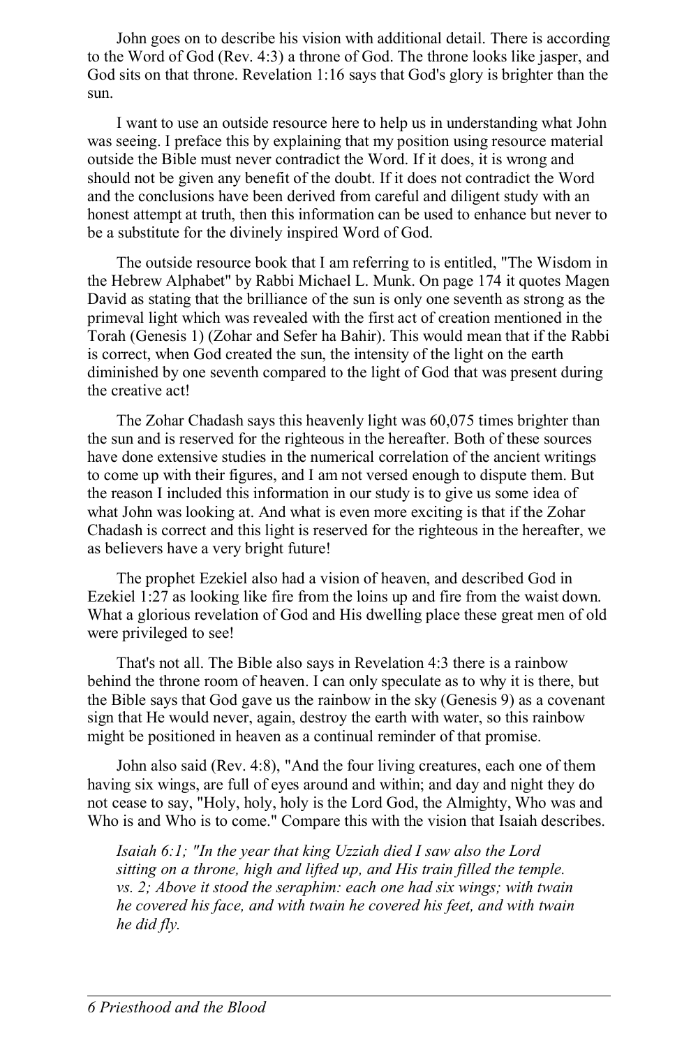John goes on to describe his vision with additional detail. There is according to the Word of God (Rev. 4:3) a throne of God. The throne looks like jasper, and God sits on that throne. Revelation 1:16 says that God's glory is brighter than the sun.

I want to use an outside resource here to help us in understanding what John was seeing. I preface this by explaining that my position using resource material outside the Bible must never contradict the Word. If it does, it is wrong and should not be given any benefit of the doubt. If it does not contradict the Word and the conclusions have been derived from careful and diligent study with an honest attempt at truth, then this information can be used to enhance but never to be a substitute for the divinely inspired Word of God.

The outside resource book that I am referring to is entitled, "The Wisdom in the Hebrew Alphabet" by Rabbi Michael L. Munk. On page 174 it quotes Magen David as stating that the brilliance of the sun is only one seventh as strong as the primeval light which was revealed with the first act of creation mentioned in the Torah (Genesis 1) (Zohar and Sefer ha Bahir). This would mean that if the Rabbi is correct, when God created the sun, the intensity of the light on the earth diminished by one seventh compared to the light of God that was present during the creative act!

The Zohar Chadash says this heavenly light was 60,075 times brighter than the sun and is reserved for the righteous in the hereafter. Both of these sources have done extensive studies in the numerical correlation of the ancient writings to come up with their figures, and I am not versed enough to dispute them. But the reason I included this information in our study is to give us some idea of what John was looking at. And what is even more exciting is that if the Zohar Chadash is correct and this light is reserved for the righteous in the hereafter, we as believers have a very bright future!

The prophet Ezekiel also had a vision of heaven, and described God in Ezekiel 1:27 as looking like fire from the loins up and fire from the waist down. What a glorious revelation of God and His dwelling place these great men of old were privileged to see!

That's not all. The Bible also says in Revelation 4:3 there is a rainbow behind the throne room of heaven. I can only speculate as to why it is there, but the Bible says that God gave us the rainbow in the sky (Genesis 9) as a covenant sign that He would never, again, destroy the earth with water, so this rainbow might be positioned in heaven as a continual reminder of that promise.

John also said (Rev. 4:8), "And the four living creatures, each one of them having six wings, are full of eyes around and within; and day and night they do not cease to say, "Holy, holy, holy is the Lord God, the Almighty, Who was and Who is and Who is to come." Compare this with the vision that Isaiah describes.

*Isaiah 6:1; "In the year that king Uzziah died I saw also the Lord sitting on a throne, high and lifted up, and His train filled the temple. vs. 2; Above it stood the seraphim: each one had six wings; with twain he covered his face, and with twain he covered his feet, and with twain he did fly.*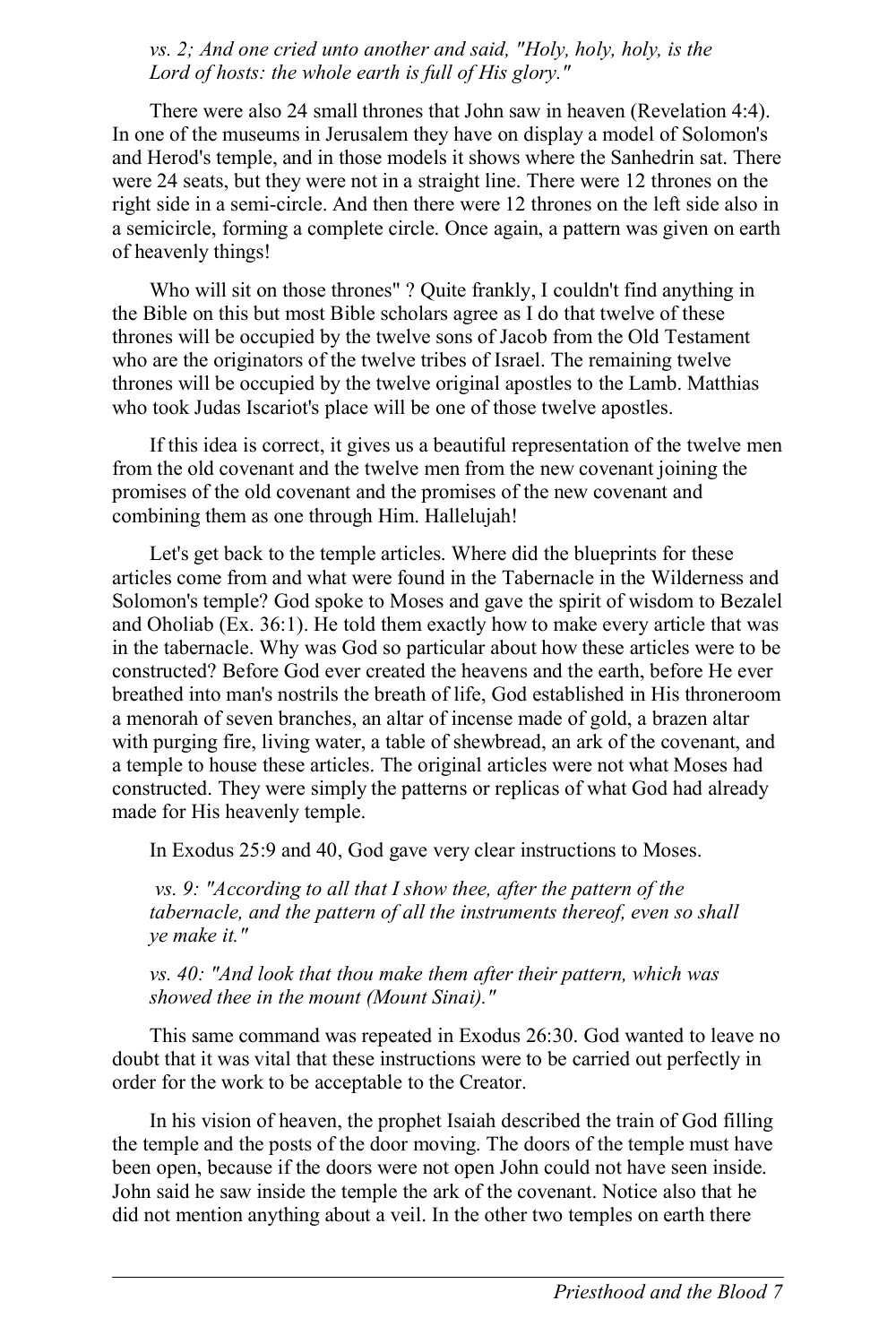*vs. 2; And one cried unto another and said, "Holy, holy, holy, is the Lord of hosts: the whole earth is full of His glory."*

There were also 24 small thrones that John saw in heaven (Revelation 4:4). In one of the museums in Jerusalem they have on display a model of Solomon's and Herod's temple, and in those models it shows where the Sanhedrin sat. There were 24 seats, but they were not in a straight line. There were 12 thrones on the right side in a semi-circle. And then there were 12 thrones on the left side also in a semicircle, forming a complete circle. Once again, a pattern was given on earth of heavenly things!

Who will sit on those thrones" ? Quite frankly, I couldn't find anything in the Bible on this but most Bible scholars agree as I do that twelve of these thrones will be occupied by the twelve sons of Jacob from the Old Testament who are the originators of the twelve tribes of Israel. The remaining twelve thrones will be occupied by the twelve original apostles to the Lamb. Matthias who took Judas Iscariot's place will be one of those twelve apostles.

If this idea is correct, it gives us a beautiful representation of the twelve men from the old covenant and the twelve men from the new covenant joining the promises of the old covenant and the promises of the new covenant and combining them as one through Him. Hallelujah!

Let's get back to the temple articles. Where did the blueprints for these articles come from and what were found in the Tabernacle in the Wilderness and Solomon's temple? God spoke to Moses and gave the spirit of wisdom to Bezalel and Oholiab (Ex. 36:1). He told them exactly how to make every article that was in the tabernacle. Why was God so particular about how these articles were to be constructed? Before God ever created the heavens and the earth, before He ever breathed into man's nostrils the breath of life, God established in His throneroom a menorah of seven branches, an altar of incense made of gold, a brazen altar with purging fire, living water, a table of shewbread, an ark of the covenant, and a temple to house these articles. The original articles were not what Moses had constructed. They were simply the patterns or replicas of what God had already made for His heavenly temple.

In Exodus 25:9 and 40, God gave very clear instructions to Moses.

*vs. 9: "According to all that I show thee, after the pattern of the tabernacle, and the pattern of all the instruments thereof, even so shall ye make it."*

*vs. 40: "And look that thou make them after their pattern, which was showed thee in the mount (Mount Sinai)."*

This same command was repeated in Exodus 26:30. God wanted to leave no doubt that it was vital that these instructions were to be carried out perfectly in order for the work to be acceptable to the Creator.

In his vision of heaven, the prophet Isaiah described the train of God filling the temple and the posts of the door moving. The doors of the temple must have been open, because if the doors were not open John could not have seen inside. John said he saw inside the temple the ark of the covenant. Notice also that he did not mention anything about a veil. In the other two temples on earth there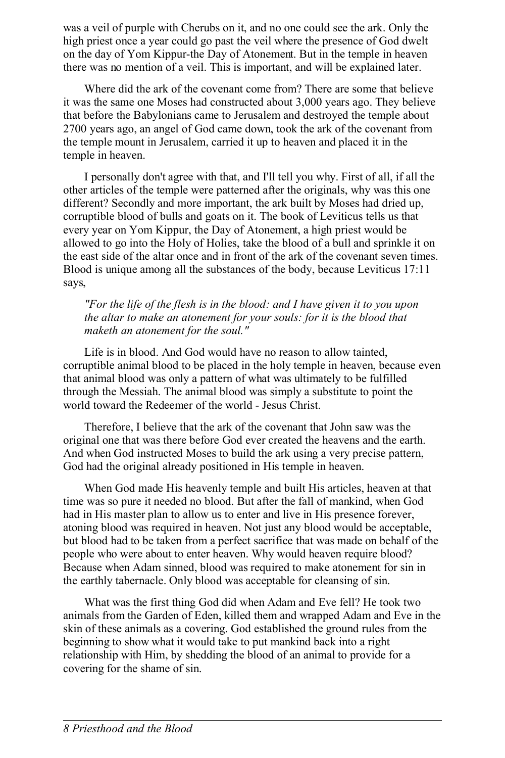was a veil of purple with Cherubs on it, and no one could see the ark. Only the high priest once a year could go past the veil where the presence of God dwelt on the day of Yom Kippur-the Day of Atonement. But in the temple in heaven there was no mention of a veil. This is important, and will be explained later.

Where did the ark of the covenant come from? There are some that believe it was the same one Moses had constructed about 3,000 years ago. They believe that before the Babylonians came to Jerusalem and destroyed the temple about 2700 years ago, an angel of God came down, took the ark of the covenant from the temple mount in Jerusalem, carried it up to heaven and placed it in the temple in heaven.

I personally don't agree with that, and I'll tell you why. First of all, if all the other articles of the temple were patterned after the originals, why was this one different? Secondly and more important, the ark built by Moses had dried up, corruptible blood of bulls and goats on it. The book of Leviticus tells us that every year on Yom Kippur, the Day of Atonement, a high priest would be allowed to go into the Holy of Holies, take the blood of a bull and sprinkle it on the east side of the altar once and in front of the ark of the covenant seven times. Blood is unique among all the substances of the body, because Leviticus 17:11 says,

> *"For the life of the flesh is in the blood: and I have given it to you upon the altar to make an atonement for your souls: for it is the blood that maketh an atonement for the soul."*

Life is in blood. And God would have no reason to allow tainted, corruptible animal blood to be placed in the holy temple in heaven, because even that animal blood was only a pattern of what was ultimately to be fulfilled through the Messiah. The animal blood was simply a substitute to point the world toward the Redeemer of the world - Jesus Christ.

Therefore, I believe that the ark of the covenant that John saw was the original one that was there before God ever created the heavens and the earth. And when God instructed Moses to build the ark using a very precise pattern, God had the original already positioned in His temple in heaven.

When God made His heavenly temple and built His articles, heaven at that time was so pure it needed no blood. But after the fall of mankind, when God had in His master plan to allow us to enter and live in His presence forever, atoning blood was required in heaven. Not just any blood would be acceptable, but blood had to be taken from a perfect sacrifice that was made on behalf of the people who were about to enter heaven. Why would heaven require blood? Because when Adam sinned, blood was required to make atonement for sin in the earthly tabernacle. Only blood was acceptable for cleansing of sin.

What was the first thing God did when Adam and Eve fell? He took two animals from the Garden of Eden, killed them and wrapped Adam and Eve in the skin of these animals as a covering. God established the ground rules from the beginning to show what it would take to put mankind back into a right relationship with Him, by shedding the blood of an animal to provide for a covering for the shame of sin.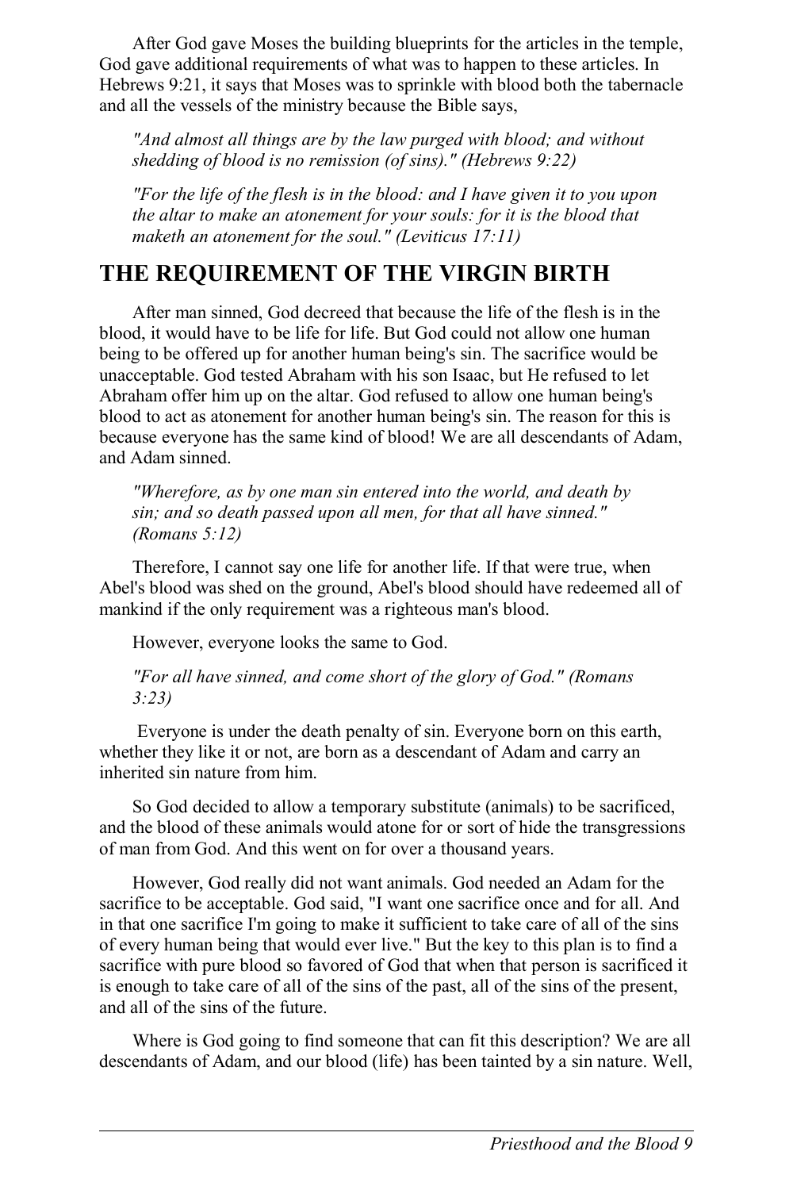After God gave Moses the building blueprints for the articles in the temple, God gave additional requirements of what was to happen to these articles. In Hebrews 9:21, it says that Moses was to sprinkle with blood both the tabernacle and all the vessels of the ministry because the Bible says,

*"And almost all things are by the law purged with blood; and without shedding of blood is no remission (of sins)." (Hebrews 9:22)*

*"For the life of the flesh is in the blood: and I have given it to you upon the altar to make an atonement for your souls: for it is the blood that maketh an atonement for the soul." (Leviticus 17:11)*

## THE REQUIREMENT OF THE VIRGIN BIRTH

After man sinned, God decreed that because the life of the flesh is in the blood, it would have to be life for life. But God could not allow one human being to be offered up for another human being's sin. The sacrifice would be unacceptable. God tested Abraham with his son Isaac, but He refused to let Abraham offer him up on the altar. God refused to allow one human being's blood to act as atonement for another human being's sin. The reason for this is because everyone has the same kind of blood! We are all descendants of Adam, and Adam sinned.

*"Wherefore, as by one man sin entered into the world, and death by sin; and so death passed upon all men, for that all have sinned." (Romans 5:12)*

Therefore, I cannot say one life for another life. If that were true, when Abel's blood was shed on the ground, Abel's blood should have redeemed all of mankind if the only requirement was a righteous man's blood.

However, everyone looks the same to God.

*"For all have sinned, and come short of the glory of God." (Romans 3:23)*

Everyone is under the death penalty of sin. Everyone born on this earth, whether they like it or not, are born as a descendant of Adam and carry an inherited sin nature from him.

So God decided to allow a temporary substitute (animals) to be sacrificed, and the blood of these animals would atone for or sort of hide the transgressions of man from God. And this went on for over a thousand years.

However, God really did not want animals. God needed an Adam for the sacrifice to be acceptable. God said, "I want one sacrifice once and for all. And in that one sacrifice I'm going to make it sufficient to take care of all of the sins of every human being that would ever live." But the key to this plan is to find a sacrifice with pure blood so favored of God that when that person is sacrificed it is enough to take care of all of the sins of the past, all of the sins of the present, and all of the sins of the future.

Where is God going to find someone that can fit this description? We are all descendants of Adam, and our blood (life) has been tainted by a sin nature. Well,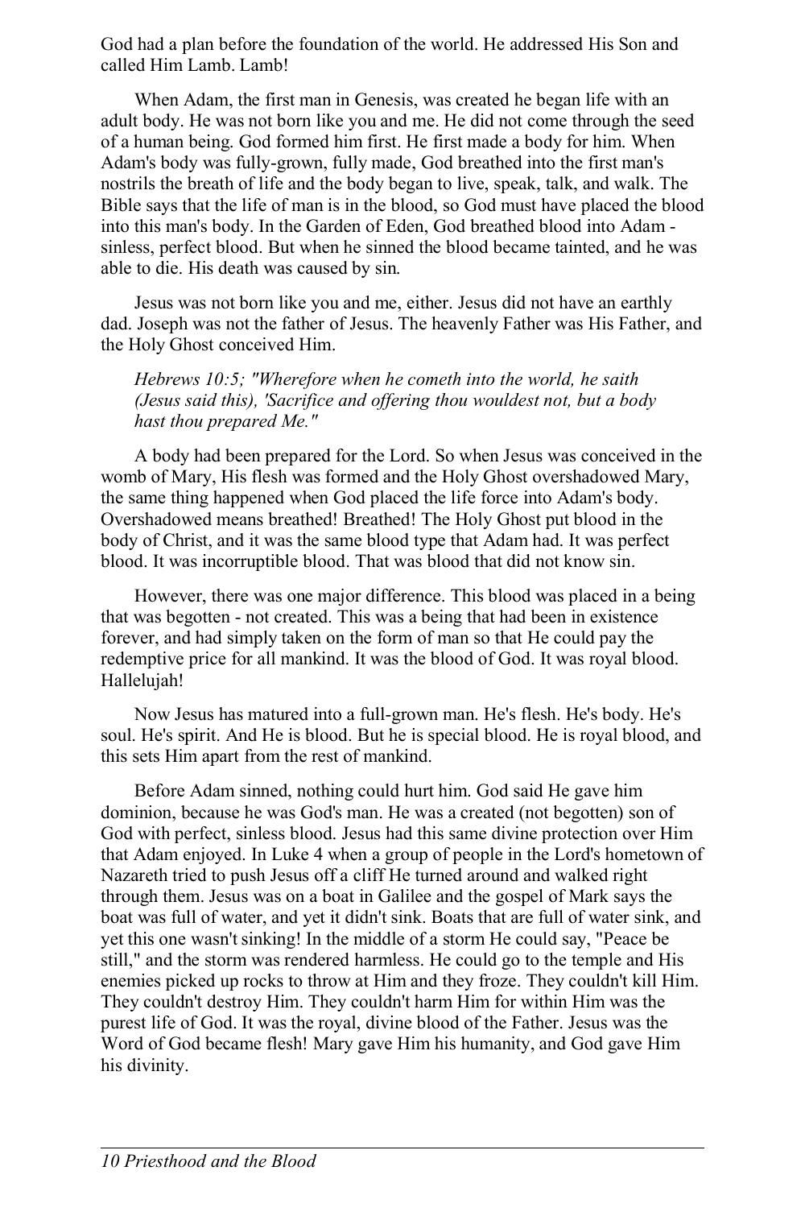God had a plan before the foundation of the world. He addressed His Son and called Him Lamb. Lamb!

When Adam, the first man in Genesis, was created he began life with an adult body. He was not born like you and me. He did not come through the seed of a human being. God formed him first. He first made a body for him. When Adam's body was fully-grown, fully made, God breathed into the first man's nostrils the breath of life and the body began to live, speak, talk, and walk. The Bible says that the life of man is in the blood, so God must have placed the blood into this man's body. In the Garden of Eden, God breathed blood into Adam - sinless, perfect blood. But when he sinned the blood became tainted, and he was able to die. His death was caused by sin.

Jesus was not born like you and me, either. Jesus did not have an earthly dad. Joseph was not the father of Jesus. The heavenly Father was His Father, and the Holy Ghost conceived Him.

> *Hebrews 10:5; "Wherefore when he cometh into the world, he saith (Jesus said this), 'Sacrifice and offering thou wouldest not, but a body hast thou prepared Me."*

A body had been prepared for the Lord. So when Jesus was conceived in the womb of Mary, His flesh was formed and the Holy Ghost overshadowed Mary, the same thing happened when God placed the life force into Adam's body. Overshadowed means breathed! Breathed! The Holy Ghost put blood in the body of Christ, and it was the same blood type that Adam had. It was perfect blood. It was incorruptible blood. That was blood that did not know sin.

However, there was one major difference. This blood was placed in a being that was begotten - not created. This was a being that had been in existence forever, and had simply taken on the form of man so that He could pay the redemptive price for all mankind. It was the blood of God. It was royal blood. Hallelujah!

Now Jesus has matured into a full-grown man. He's flesh. He's body. He's soul. He's spirit. And He is blood. But he is special blood. He is royal blood, and this sets Him apart from the rest of mankind.

Before Adam sinned, nothing could hurt him. God said He gave him dominion, because he was God's man. He was a created (not begotten) son of God with perfect, sinless blood. Jesus had this same divine protection over Him that Adam enjoyed. In Luke 4 when a group of people in the Lord's hometown of Nazareth tried to push Jesus off a cliff He turned around and walked right through them. Jesus was on a boat in Galilee and the gospel of Mark says the boat was full of water, and yet it didn't sink. Boats that are full of water sink, and yet this one wasn't sinking! In the middle of a storm He could say, "Peace be still," and the storm was rendered harmless. He could go to the temple and His enemies picked up rocks to throw at Him and they froze. They couldn't kill Him. They couldn't destroy Him. They couldn't harm Him for within Him was the purest life of God. It was the royal, divine blood of the Father. Jesus was the Word of God became flesh! Mary gave Him his humanity, and God gave Him his divinity.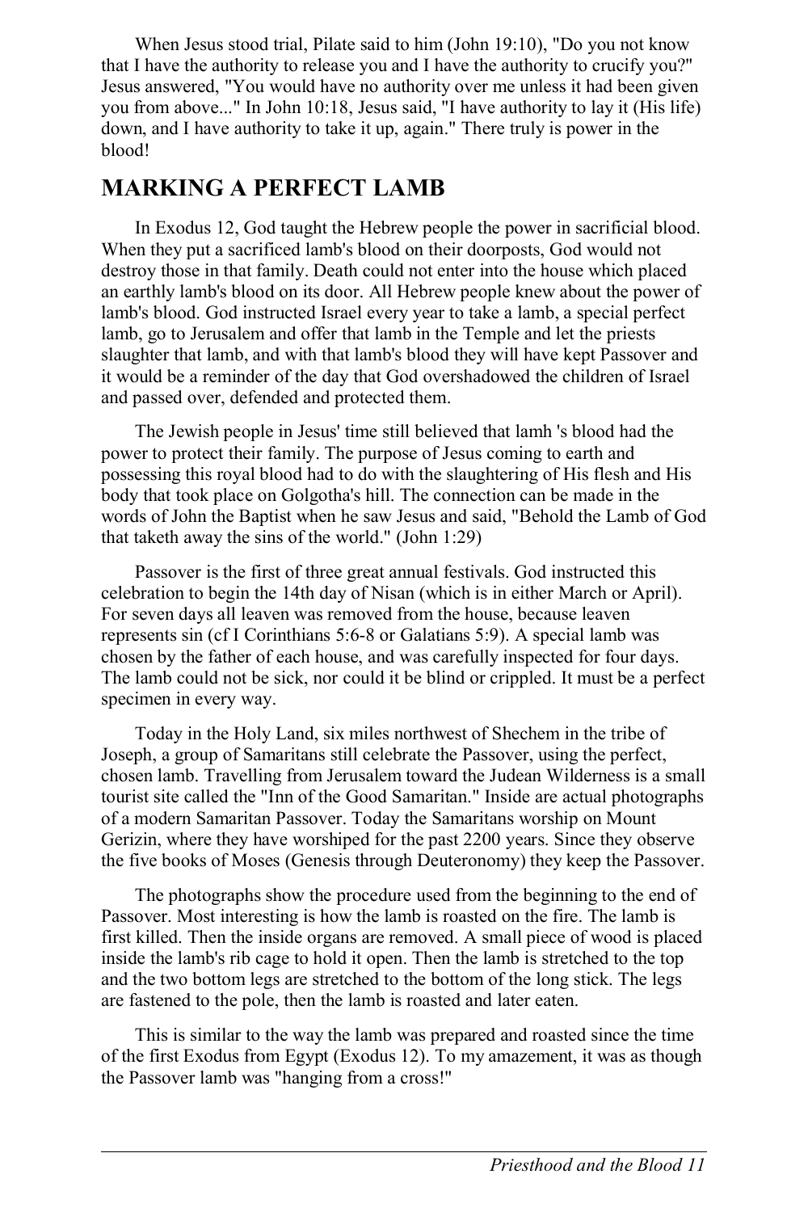When Jesus stood trial, Pilate said to him (John 19:10), "Do you not know that I have the authority to release you and I have the authority to crucify you?" Jesus answered, "You would have no authority over me unless it had been given you from above..." In John 10:18, Jesus said, "I have authority to lay it (His life) down, and I have authority to take it up, again." There truly is power in the blood!

## MARKING A PERFECT LAMB

In Exodus 12, God taught the Hebrew people the power in sacrificial blood. When they put a sacrificed lamb's blood on their doorposts, God would not destroy those in that family. Death could not enter into the house which placed an earthly lamb's blood on its door. All Hebrew people knew about the power of lamb's blood. God instructed Israel every year to take a lamb, a special perfect lamb, go to Jerusalem and offer that lamb in the Temple and let the priests slaughter that lamb, and with that lamb's blood they will have kept Passover and it would be a reminder of the day that God overshadowed the children of Israel and passed over, defended and protected them.

The Jewish people in Jesus' time still believed that lamh 's blood had the power to protect their family. The purpose of Jesus coming to earth and possessing this royal blood had to do with the slaughtering of His flesh and His body that took place on Golgotha's hill. The connection can be made in the words of John the Baptist when he saw Jesus and said, "Behold the Lamb of God that taketh away the sins of the world." (John 1:29)

Passover is the first of three great annual festivals. God instructed this celebration to begin the 14th day of Nisan (which is in either March or April). For seven days all leaven was removed from the house, because leaven represents sin (cf I Corinthians 5:6-8 or Galatians 5:9). A special lamb was chosen by the father of each house, and was carefully inspected for four days. The lamb could not be sick, nor could it be blind or crippled. It must be a perfect specimen in every way.

Today in the Holy Land, six miles northwest of Shechem in the tribe of Joseph, a group of Samaritans still celebrate the Passover, using the perfect, chosen lamb. Travelling from Jerusalem toward the Judean Wilderness is a small tourist site called the "Inn of the Good Samaritan." Inside are actual photographs of a modern Samaritan Passover. Today the Samaritans worship on Mount Gerizin, where they have worshiped for the past 2200 years. Since they observe the five books of Moses (Genesis through Deuteronomy) they keep the Passover.

The photographs show the procedure used from the beginning to the end of Passover. Most interesting is how the lamb is roasted on the fire. The lamb is first killed. Then the inside organs are removed. A small piece of wood is placed inside the lamb's rib cage to hold it open. Then the lamb is stretched to the top and the two bottom legs are stretched to the bottom of the long stick. The legs are fastened to the pole, then the lamb is roasted and later eaten.

This is similar to the way the lamb was prepared and roasted since the time of the first Exodus from Egypt (Exodus 12). To my amazement, it was as though the Passover lamb was "hanging from a cross!"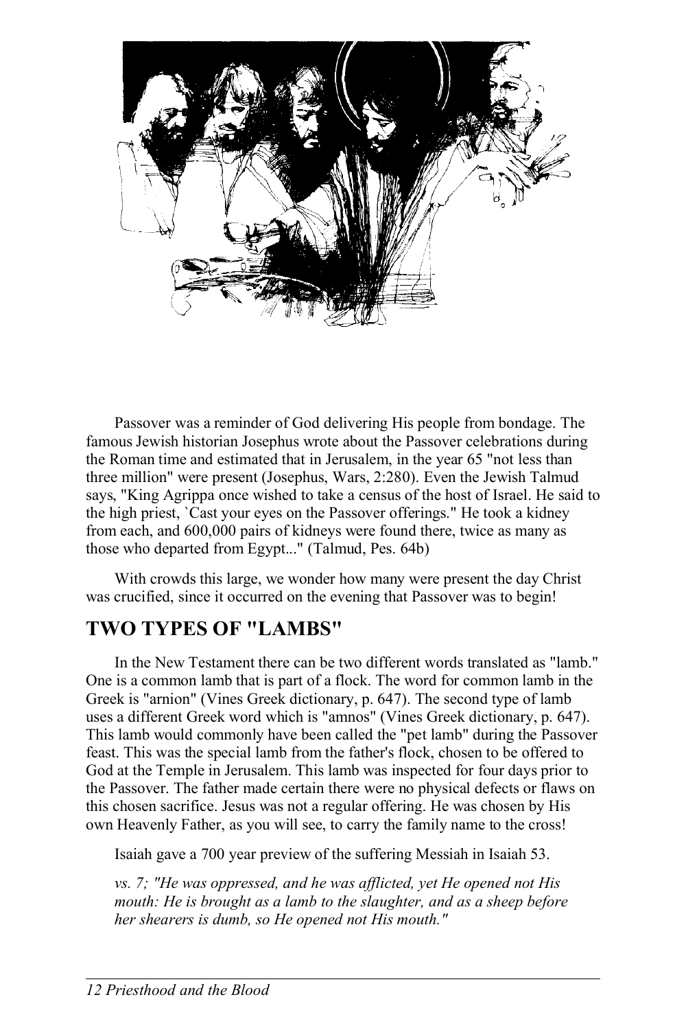Passover was a reminder of God delivering His people from bondage. The famous Jewish historian Josephus wrote about the Passover celebrations during the Roman time and estimated that in Jerusalem, in the year 65 "not less than three million" were present (Josephus, Wars, 2:280). Even the Jewish Talmud says, "King Agrippa once wished to take a census of the host of Israel. He said to the high priest, `Cast your eyes on the Passover offerings." He took a kidney from each, and 600,000 pairs of kidneys were found there, twice as many as those who departed from Egypt..." (Talmud, Pes. 64b)

With crowds this large, we wonder how many were present the day Christ was crucified, since it occurred on the evening that Passover was to begin!

## TWO TYPES OF "LAMBS"

In the New Testament there can be two different words translated as "lamb." One is a common lamb that is part of a flock. The word for common lamb in the Greek is "arnion" (Vines Greek dictionary, p. 647). The second type of lamb uses a different Greek word which is "amnos" (Vines Greek dictionary, p. 647). This lamb would commonly have been called the "pet lamb" during the Passover feast. This was the special lamb from the father's flock, chosen to be offered to God at the Temple in Jerusalem. This lamb was inspected for four days prior to the Passover. The father made certain there were no physical defects or flaws on this chosen sacrifice. Jesus was not a regular offering. He was chosen by His own Heavenly Father, as you will see, to carry the family name to the cross!

Isaiah gave a 700 year preview of the suffering Messiah in Isaiah 53.

*vs. 7; "He was oppressed, and he was afflicted, yet He opened not His mouth: He is brought as a lamb to the slaughter, and as a sheep before her shearers is dumb, so He opened not His mouth."*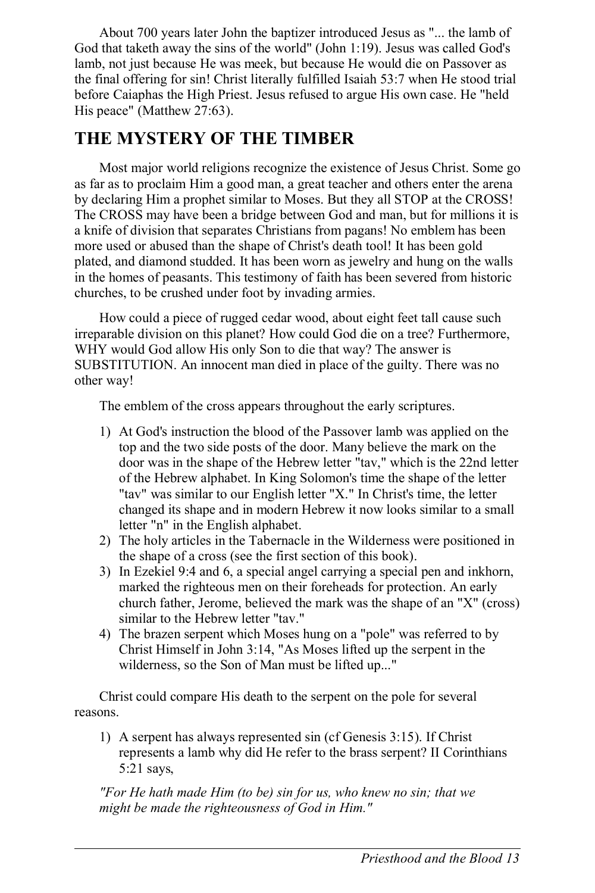About 700 years later John the baptizer introduced Jesus as "... the lamb of God that taketh away the sins of the world" (John 1:19). Jesus was called God's lamb, not just because He was meek, but because He would die on Passover as the final offering for sin! Christ literally fulfilled Isaiah 53:7 when He stood trial before Caiaphas the High Priest. Jesus refused to argue His own case. He "held His peace" (Matthew 27:63).

## THE MYSTERY OF THE TIMBER

Most major world religions recognize the existence of Jesus Christ. Some go as far as to proclaim Him a good man, a great teacher and others enter the arena by declaring Him a prophet similar to Moses. But they all STOP at the CROSS! The CROSS may have been a bridge between God and man, but for millions it is a knife of division that separates Christians from pagans! No emblem has been more used or abused than the shape of Christ's death tool! It has been gold plated, and diamond studded. It has been worn as jewelry and hung on the walls in the homes of peasants. This testimony of faith has been severed from historic churches, to be crushed under foot by invading armies.

How could a piece of rugged cedar wood, about eight feet tall cause such irreparable division on this planet? How could God die on a tree? Furthermore, WHY would God allow His only Son to die that way? The answer is SUBSTITUTION. An innocent man died in place of the guilty. There was no other way!

The emblem of the cross appears throughout the early scriptures.

1) At God's instruction the blood of the Passover lamb was applied on the top and the two side posts of the door. Many believe the mark on the door was in the shape of the Hebrew letter "tav," which is the 22nd letter of the Hebrew alphabet. In King Solomon's time the shape of the letter "tav" was similar to our English letter "X." In Christ's time, the letter changed its shape and in modern Hebrew it now looks similar to a small letter "n" in the English alphabet.
2) The holy articles in the Tabernacle in the Wilderness were positioned in the shape of a cross (see the first section of this book).
3) In Ezekiel 9:4 and 6, a special angel carrying a special pen and inkhorn, marked the righteous men on their foreheads for protection. An early church father, Jerome, believed the mark was the shape of an "X" (cross) similar to the Hebrew letter "tav."
4) The brazen serpent which Moses hung on a "pole" was referred to by Christ Himself in John 3:14, "As Moses lifted up the serpent in the wilderness, so the Son of Man must be lifted up..."

Christ could compare His death to the serpent on the pole for several reasons.

1) A serpent has always represented sin (cf Genesis 3:15). If Christ represents a lamb why did He refer to the brass serpent? II Corinthians 5:21 says,

*"For He hath made Him (to be) sin for us, who knew no sin; that we might be made the righteousness of God in Him."*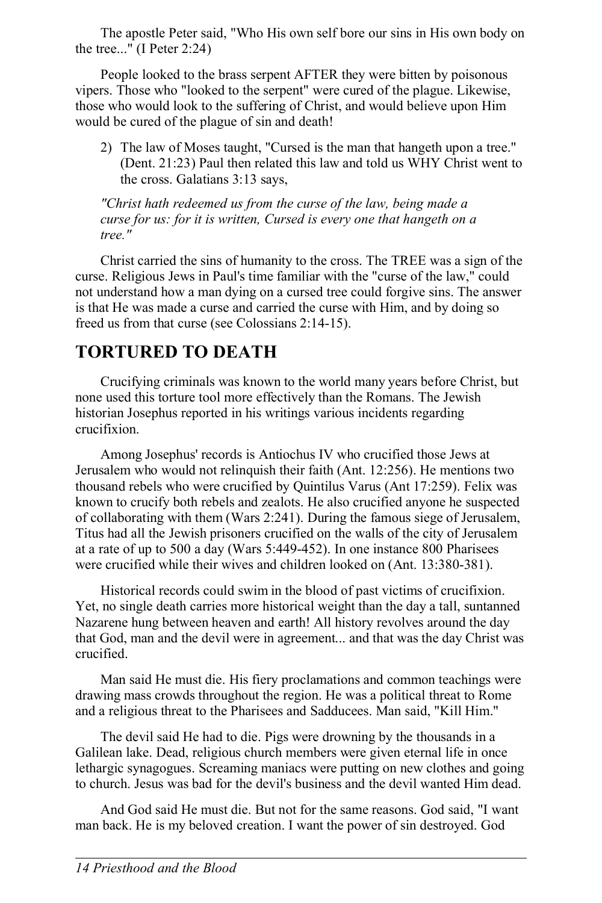The apostle Peter said, "Who His own self bore our sins in His own body on the tree..." (I Peter 2:24)

People looked to the brass serpent AFTER they were bitten by poisonous vipers. Those who "looked to the serpent" were cured of the plague. Likewise, those who would look to the suffering of Christ, and would believe upon Him would be cured of the plague of sin and death!

2) The law of Moses taught, "Cursed is the man that hangeth upon a tree." (Dent. 21:23) Paul then related this law and told us WHY Christ went to the cross. Galatians 3:13 says,

*"Christ hath redeemed us from the curse of the law, being made a curse for us: for it is written, Cursed is every one that hangeth on a tree."*

Christ carried the sins of humanity to the cross. The TREE was a sign of the curse. Religious Jews in Paul's time familiar with the "curse of the law," could not understand how a man dying on a cursed tree could forgive sins. The answer is that He was made a curse and carried the curse with Him, and by doing so freed us from that curse (see Colossians 2:14-15).

## TORTURED TO DEATH

Crucifying criminals was known to the world many years before Christ, but none used this torture tool more effectively than the Romans. The Jewish historian Josephus reported in his writings various incidents regarding crucifixion.

Among Josephus' records is Antiochus IV who crucified those Jews at Jerusalem who would not relinquish their faith (Ant. 12:256). He mentions two thousand rebels who were crucified by Quintilus Varus (Ant 17:259). Felix was known to crucify both rebels and zealots. He also crucified anyone he suspected of collaborating with them (Wars 2:241). During the famous siege of Jerusalem, Titus had all the Jewish prisoners crucified on the walls of the city of Jerusalem at a rate of up to 500 a day (Wars 5:449-452). In one instance 800 Pharisees were crucified while their wives and children looked on (Ant. 13:380-381).

Historical records could swim in the blood of past victims of crucifixion. Yet, no single death carries more historical weight than the day a tall, suntanned Nazarene hung between heaven and earth! All history revolves around the day that God, man and the devil were in agreement... and that was the day Christ was crucified.

Man said He must die. His fiery proclamations and common teachings were drawing mass crowds throughout the region. He was a political threat to Rome and a religious threat to the Pharisees and Sadducees. Man said, "Kill Him."

The devil said He had to die. Pigs were drowning by the thousands in a Galilean lake. Dead, religious church members were given eternal life in once lethargic synagogues. Screaming maniacs were putting on new clothes and going to church. Jesus was bad for the devil's business and the devil wanted Him dead.

And God said He must die. But not for the same reasons. God said, "I want man back. He is my beloved creation. I want the power of sin destroyed. God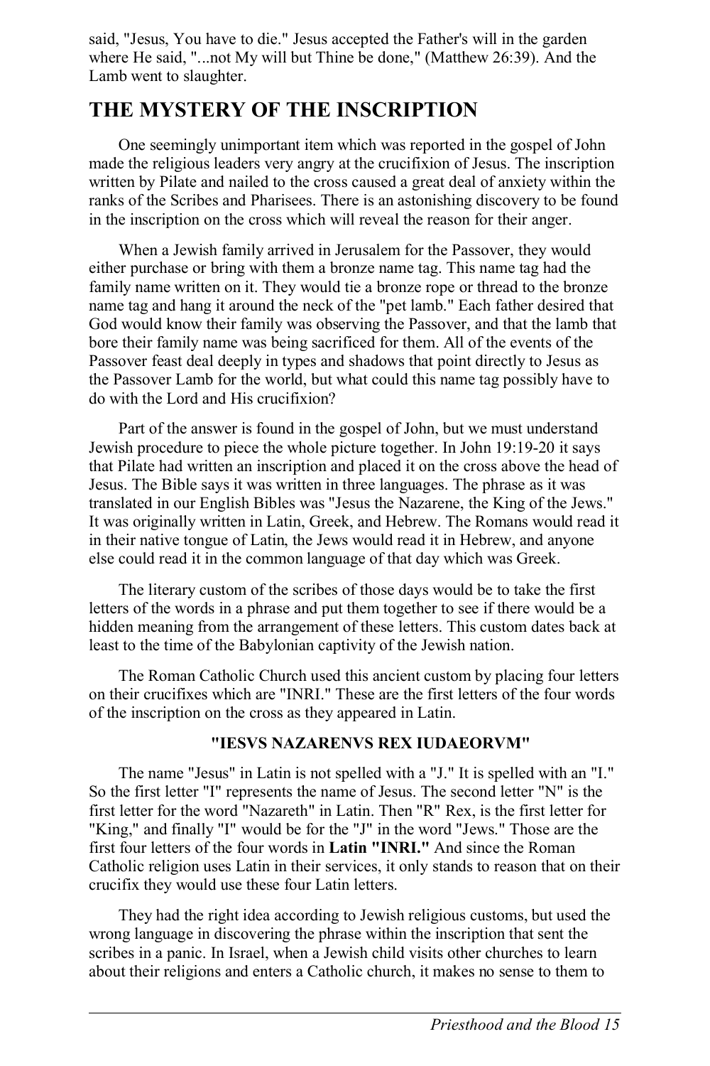said, "Jesus, You have to die." Jesus accepted the Father's will in the garden where He said, "...not My will but Thine be done," (Matthew 26:39). And the Lamb went to slaughter.

## THE MYSTERY OF THE INSCRIPTION

One seemingly unimportant item which was reported in the gospel of John made the religious leaders very angry at the crucifixion of Jesus. The inscription written by Pilate and nailed to the cross caused a great deal of anxiety within the ranks of the Scribes and Pharisees. There is an astonishing discovery to be found in the inscription on the cross which will reveal the reason for their anger.

When a Jewish family arrived in Jerusalem for the Passover, they would either purchase or bring with them a bronze name tag. This name tag had the family name written on it. They would tie a bronze rope or thread to the bronze name tag and hang it around the neck of the "pet lamb." Each father desired that God would know their family was observing the Passover, and that the lamb that bore their family name was being sacrificed for them. All of the events of the Passover feast deal deeply in types and shadows that point directly to Jesus as the Passover Lamb for the world, but what could this name tag possibly have to do with the Lord and His crucifixion?

Part of the answer is found in the gospel of John, but we must understand Jewish procedure to piece the whole picture together. In John 19:19-20 it says that Pilate had written an inscription and placed it on the cross above the head of Jesus. The Bible says it was written in three languages. The phrase as it was translated in our English Bibles was "Jesus the Nazarene, the King of the Jews." It was originally written in Latin, Greek, and Hebrew. The Romans would read it in their native tongue of Latin, the Jews would read it in Hebrew, and anyone else could read it in the common language of that day which was Greek.

The literary custom of the scribes of those days would be to take the first letters of the words in a phrase and put them together to see if there would be a hidden meaning from the arrangement of these letters. This custom dates back at least to the time of the Babylonian captivity of the Jewish nation.

The Roman Catholic Church used this ancient custom by placing four letters on their crucifixes which are "INRI." These are the first letters of the four words of the inscription on the cross as they appeared in Latin.

**"IESVS NAZARENVS REX IUDAEORVM"**

The name "Jesus" in Latin is not spelled with a "J." It is spelled with an "I." So the first letter "I" represents the name of Jesus. The second letter "N" is the first letter for the word "Nazareth" in Latin. Then "R" Rex, is the first letter for "King," and finally "I" would be for the "J" in the word "Jews." Those are the first four letters of the four words in **Latin "INRI."** And since the Roman Catholic religion uses Latin in their services, it only stands to reason that on their crucifix they would use these four Latin letters.

They had the right idea according to Jewish religious customs, but used the wrong language in discovering the phrase within the inscription that sent the scribes in a panic. In Israel, when a Jewish child visits other churches to learn about their religions and enters a Catholic church, it makes no sense to them to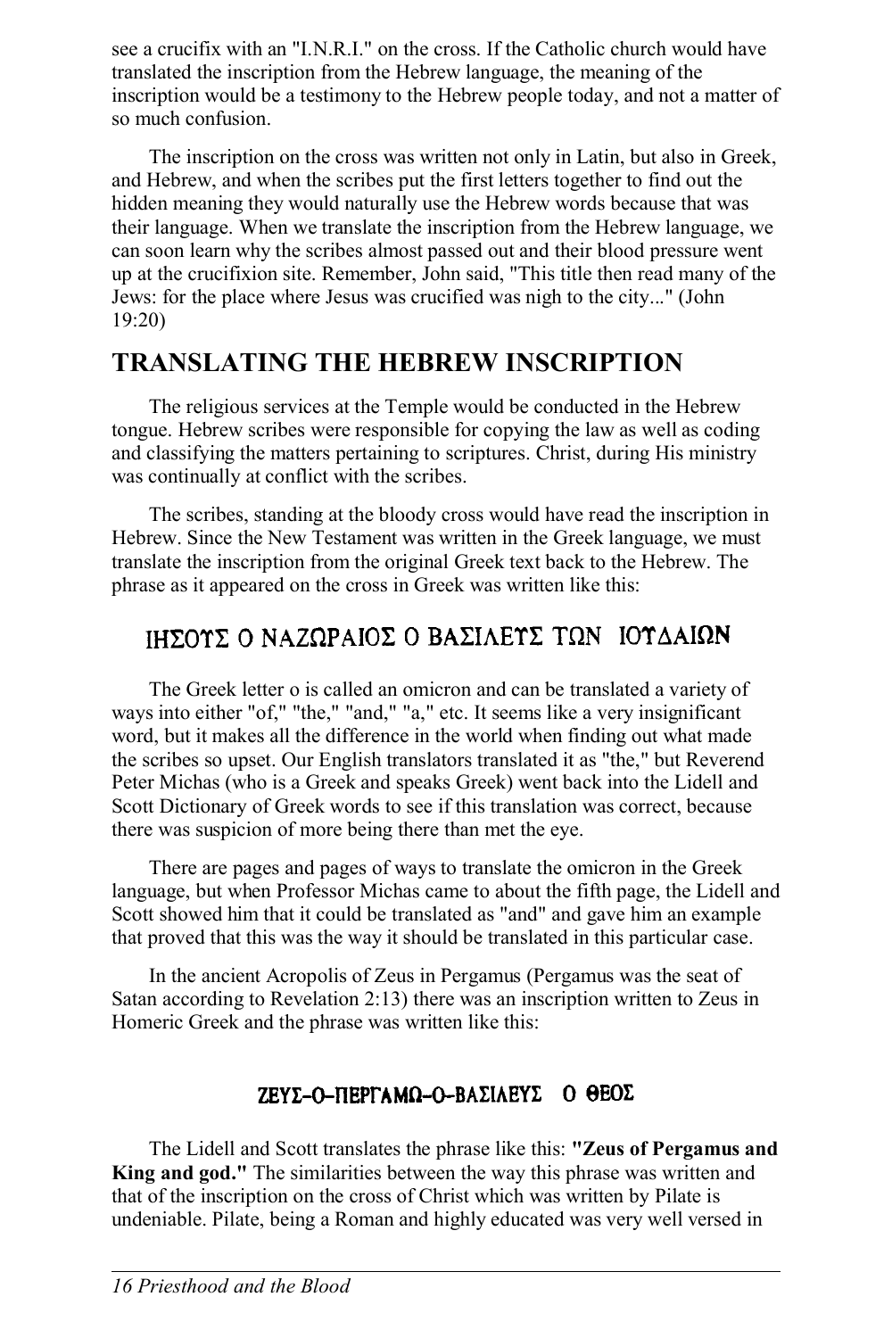see a crucifix with an "I.N.R.I." on the cross. If the Catholic church would have translated the inscription from the Hebrew language, the meaning of the inscription would be a testimony to the Hebrew people today, and not a matter of so much confusion.

The inscription on the cross was written not only in Latin, but also in Greek, and Hebrew, and when the scribes put the first letters together to find out the hidden meaning they would naturally use the Hebrew words because that was their language. When we translate the inscription from the Hebrew language, we can soon learn why the scribes almost passed out and their blood pressure went up at the crucifixion site. Remember, John said, "This title then read many of the Jews: for the place where Jesus was crucified was nigh to the city..." (John 19:20)

## TRANSLATING THE HEBREW INSCRIPTION

The religious services at the Temple would be conducted in the Hebrew tongue. Hebrew scribes were responsible for copying the law as well as coding and classifying the matters pertaining to scriptures. Christ, during His ministry was continually at conflict with the scribes.

The scribes, standing at the bloody cross would have read the inscription in Hebrew. Since the New Testament was written in the Greek language, we must translate the inscription from the original Greek text back to the Hebrew. The phrase as it appeared on the cross in Greek was written like this:

### ΙΗΣΟΥΣ Ο ΝΑΖΩΡΑΙΟΣ Ο ΒΑΣΙΛΕΥΣ ΤΩΝ ΙΟΥΔΑΙΩΝ

The Greek letter o is called an omicron and can be translated a variety of ways into either "of," "the," "and," "a," etc. It seems like a very insignificant word, but it makes all the difference in the world when finding out what made the scribes so upset. Our English translators translated it as "the," but Reverend Peter Michas (who is a Greek and speaks Greek) went back into the Lidell and Scott Dictionary of Greek words to see if this translation was correct, because there was suspicion of more being there than met the eye.

There are pages and pages of ways to translate the omicron in the Greek language, but when Professor Michas came to about the fifth page, the Lidell and Scott showed him that it could be translated as "and" and gave him an example that proved that this was the way it should be translated in this particular case.

In the ancient Acropolis of Zeus in Pergamus (Pergamus was the seat of Satan according to Revelation 2:13) there was an inscription written to Zeus in Homeric Greek and the phrase was written like this:

**ΖΕΥΣ-Ο-ΠΕΡΓΑΜΩ-Ο-ΒΑΣΙΛΕΥΣ Ο ΘΕΟΣ**

The Lidell and Scott translates the phrase like this: **"Zeus of Pergamus and King and god."** The similarities between the way this phrase was written and that of the inscription on the cross of Christ which was written by Pilate is undeniable. Pilate, being a Roman and highly educated was very well versed in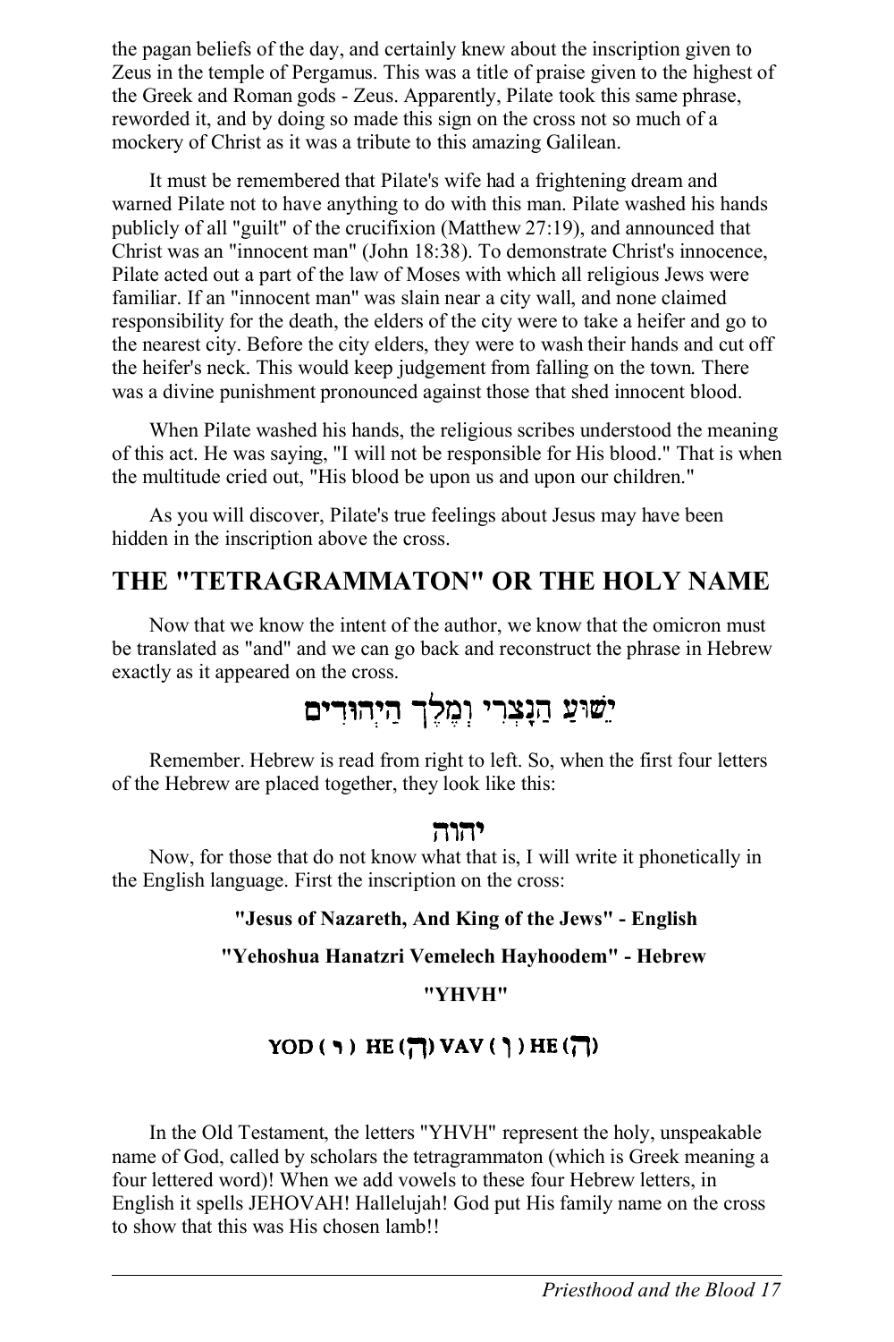the pagan beliefs of the day, and certainly knew about the inscription given to Zeus in the temple of Pergamus. This was a title of praise given to the highest of the Greek and Roman gods - Zeus. Apparently, Pilate took this same phrase, reworded it, and by doing so made this sign on the cross not so much of a mockery of Christ as it was a tribute to this amazing Galilean.

It must be remembered that Pilate's wife had a frightening dream and warned Pilate not to have anything to do with this man. Pilate washed his hands publicly of all "guilt" of the crucifixion (Matthew 27:19), and announced that Christ was an "innocent man" (John 18:38). To demonstrate Christ's innocence, Pilate acted out a part of the law of Moses with which all religious Jews were familiar. If an "innocent man" was slain near a city wall, and none claimed responsibility for the death, the elders of the city were to take a heifer and go to the nearest city. Before the city elders, they were to wash their hands and cut off the heifer's neck. This would keep judgement from falling on the town. There was a divine punishment pronounced against those that shed innocent blood.

When Pilate washed his hands, the religious scribes understood the meaning of this act. He was saying, "I will not be responsible for His blood." That is when the multitude cried out, "His blood be upon us and upon our children."

As you will discover, Pilate's true feelings about Jesus may have been hidden in the inscription above the cross.

## THE "TETRAGRAMMATON" OR THE HOLY NAME

Now that we know the intent of the author, we know that the omicron must be translated as "and" and we can go back and reconstruct the phrase in Hebrew exactly as it appeared on the cross.

יֵשׁוּעַ הַנָּצְרִי וְמֶלֶךְ הַיְּהוּדִים

Remember. Hebrew is read from right to left. So, when the first four letters of the Hebrew are placed together, they look like this:

יהוה

Now, for those that do not know what that is, I will write it phonetically in the English language. First the inscription on the cross:

**"Jesus of Nazareth, And King of the Jews" - English**

**"Yehoshua Hanatzri Vemelech Hayhoodem" - Hebrew**

**"YHVH"**

**YOD ( י ) HE (ה) VAV ( ו ) HE (ה)**

In the Old Testament, the letters "YHVH" represent the holy, unspeakable name of God, called by scholars the tetragrammaton (which is Greek meaning a four lettered word)! When we add vowels to these four Hebrew letters, in English it spells JEHOVAH! Hallelujah! God put His family name on the cross to show that this was His chosen lamb!!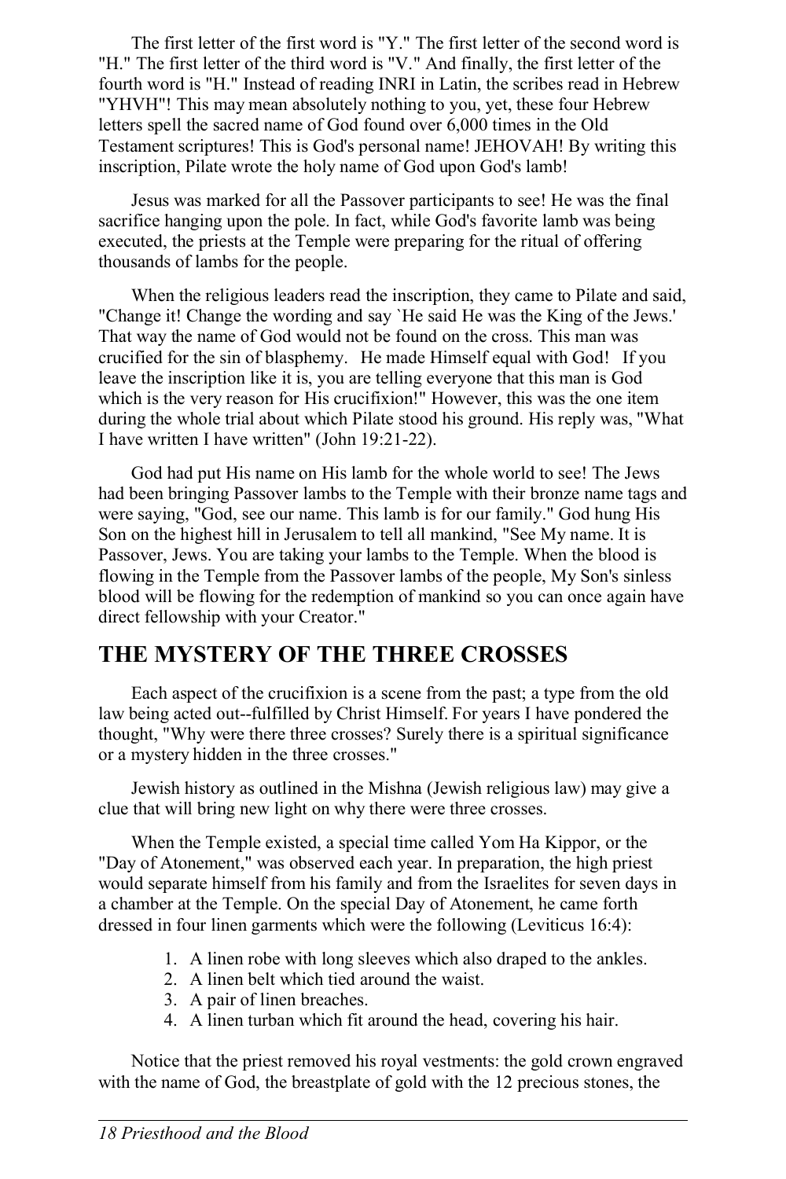The first letter of the first word is "Y." The first letter of the second word is "H." The first letter of the third word is "V." And finally, the first letter of the fourth word is "H." Instead of reading INRI in Latin, the scribes read in Hebrew "YHVH"! This may mean absolutely nothing to you, yet, these four Hebrew letters spell the sacred name of God found over 6,000 times in the Old Testament scriptures! This is God's personal name! JEHOVAH! By writing this inscription, Pilate wrote the holy name of God upon God's lamb!

Jesus was marked for all the Passover participants to see! He was the final sacrifice hanging upon the pole. In fact, while God's favorite lamb was being executed, the priests at the Temple were preparing for the ritual of offering thousands of lambs for the people.

When the religious leaders read the inscription, they came to Pilate and said, "Change it! Change the wording and say `He said He was the King of the Jews.' That way the name of God would not be found on the cross. This man was crucified for the sin of blasphemy. He made Himself equal with God! If you leave the inscription like it is, you are telling everyone that this man is God which is the very reason for His crucifixion!" However, this was the one item during the whole trial about which Pilate stood his ground. His reply was, "What I have written I have written" (John 19:21-22).

God had put His name on His lamb for the whole world to see! The Jews had been bringing Passover lambs to the Temple with their bronze name tags and were saying, "God, see our name. This lamb is for our family." God hung His Son on the highest hill in Jerusalem to tell all mankind, "See My name. It is Passover, Jews. You are taking your lambs to the Temple. When the blood is flowing in the Temple from the Passover lambs of the people, My Son's sinless blood will be flowing for the redemption of mankind so you can once again have direct fellowship with your Creator."

## THE MYSTERY OF THE THREE CROSSES

Each aspect of the crucifixion is a scene from the past; a type from the old law being acted out--fulfilled by Christ Himself. For years I have pondered the thought, "Why were there three crosses? Surely there is a spiritual significance or a mystery hidden in the three crosses."

Jewish history as outlined in the Mishna (Jewish religious law) may give a clue that will bring new light on why there were three crosses.

When the Temple existed, a special time called Yom Ha Kippor, or the "Day of Atonement," was observed each year. In preparation, the high priest would separate himself from his family and from the Israelites for seven days in a chamber at the Temple. On the special Day of Atonement, he came forth dressed in four linen garments which were the following (Leviticus 16:4):

1. A linen robe with long sleeves which also draped to the ankles.
2. A linen belt which tied around the waist.
3. A pair of linen breaches.
4. A linen turban which fit around the head, covering his hair.

Notice that the priest removed his royal vestments: the gold crown engraved with the name of God, the breastplate of gold with the 12 precious stones, the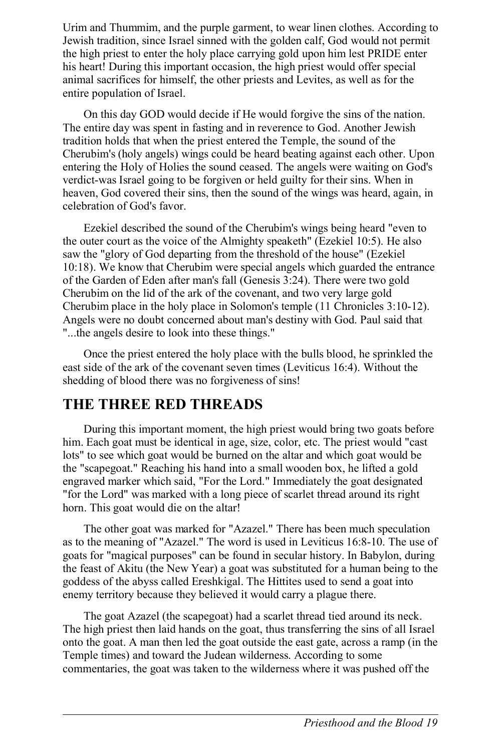Urim and Thummim, and the purple garment, to wear linen clothes. According to Jewish tradition, since Israel sinned with the golden calf, God would not permit the high priest to enter the holy place carrying gold upon him lest PRIDE enter his heart! During this important occasion, the high priest would offer special animal sacrifices for himself, the other priests and Levites, as well as for the entire population of Israel.

On this day GOD would decide if He would forgive the sins of the nation. The entire day was spent in fasting and in reverence to God. Another Jewish tradition holds that when the priest entered the Temple, the sound of the Cherubim's (holy angels) wings could be heard beating against each other. Upon entering the Holy of Holies the sound ceased. The angels were waiting on God's verdict-was Israel going to be forgiven or held guilty for their sins. When in heaven, God covered their sins, then the sound of the wings was heard, again, in celebration of God's favor.

Ezekiel described the sound of the Cherubim's wings being heard "even to the outer court as the voice of the Almighty speaketh" (Ezekiel 10:5). He also saw the "glory of God departing from the threshold of the house" (Ezekiel 10:18). We know that Cherubim were special angels which guarded the entrance of the Garden of Eden after man's fall (Genesis 3:24). There were two gold Cherubim on the lid of the ark of the covenant, and two very large gold Cherubim place in the holy place in Solomon's temple (11 Chronicles 3:10-12). Angels were no doubt concerned about man's destiny with God. Paul said that "...the angels desire to look into these things."

Once the priest entered the holy place with the bulls blood, he sprinkled the east side of the ark of the covenant seven times (Leviticus 16:4). Without the shedding of blood there was no forgiveness of sins!

## THE THREE RED THREADS

During this important moment, the high priest would bring two goats before him. Each goat must be identical in age, size, color, etc. The priest would "cast lots" to see which goat would be burned on the altar and which goat would be the "scapegoat." Reaching his hand into a small wooden box, he lifted a gold engraved marker which said, "For the Lord." Immediately the goat designated "for the Lord" was marked with a long piece of scarlet thread around its right horn. This goat would die on the altar!

The other goat was marked for "Azazel." There has been much speculation as to the meaning of "Azazel." The word is used in Leviticus 16:8-10. The use of goats for "magical purposes" can be found in secular history. In Babylon, during the feast of Akitu (the New Year) a goat was substituted for a human being to the goddess of the abyss called Ereshkigal. The Hittites used to send a goat into enemy territory because they believed it would carry a plague there.

The goat Azazel (the scapegoat) had a scarlet thread tied around its neck. The high priest then laid hands on the goat, thus transferring the sins of all Israel onto the goat. A man then led the goat outside the east gate, across a ramp (in the Temple times) and toward the Judean wilderness. According to some commentaries, the goat was taken to the wilderness where it was pushed off the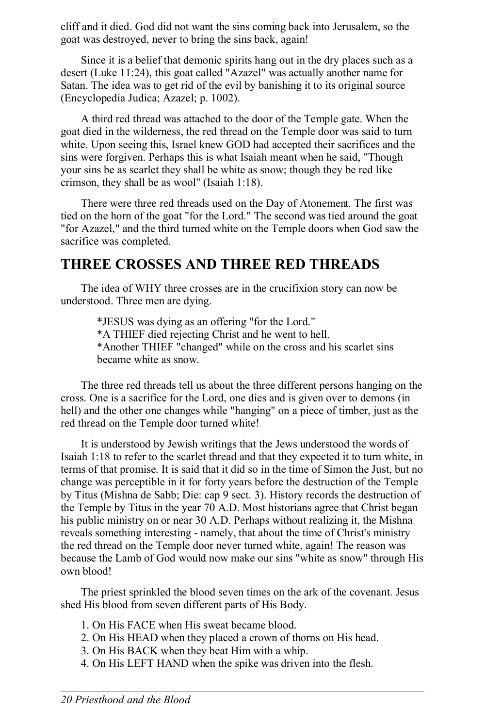cliff and it died. God did not want the sins coming back into Jerusalem, so the goat was destroyed, never to bring the sins back, again!

Since it is a belief that demonic spirits hang out in the dry places such as a desert (Luke 11:24), this goat called "Azazel" was actually another name for Satan. The idea was to get rid of the evil by banishing it to its original source (Encyclopedia Judica; Azazel; p. 1002).

A third red thread was attached to the door of the Temple gate. When the goat died in the wilderness, the red thread on the Temple door was said to turn white. Upon seeing this, Israel knew GOD had accepted their sacrifices and the sins were forgiven. Perhaps this is what Isaiah meant when he said, "Though your sins be as scarlet they shall be white as snow; though they be red like crimson, they shall be as wool" (Isaiah 1:18).

There were three red threads used on the Day of Atonement. The first was tied on the horn of the goat "for the Lord." The second was tied around the goat "for Azazel," and the third turned white on the Temple doors when God saw the sacrifice was completed.

## THREE CROSSES AND THREE RED THREADS

The idea of WHY three crosses are in the crucifixion story can now be understood. Three men are dying.

*JESUS was dying as an offering "for the Lord."
*A THIEF died rejecting Christ and he went to hell.
*Another THIEF "changed" while on the cross and his scarlet sins became white as snow.

The three red threads tell us about the three different persons hanging on the cross. One is a sacrifice for the Lord, one dies and is given over to demons (in hell) and the other one changes while "hanging" on a piece of timber, just as the red thread on the Temple door turned white!

It is understood by Jewish writings that the Jews understood the words of Isaiah 1:18 to refer to the scarlet thread and that they expected it to turn white, in terms of that promise. It is said that it did so in the time of Simon the Just, but no change was perceptible in it for forty years before the destruction of the Temple by Titus (Mishna de Sabb; Die: cap 9 sect. 3). History records the destruction of the Temple by Titus in the year 70 A.D. Most historians agree that Christ began his public ministry on or near 30 A.D. Perhaps without realizing it, the Mishna reveals something interesting - namely, that about the time of Christ's ministry the red thread on the Temple door never turned white, again! The reason was because the Lamb of God would now make our sins "white as snow" through His own blood!

The priest sprinkled the blood seven times on the ark of the covenant. Jesus shed His blood from seven different parts of His Body.

1. On His FACE when His sweat became blood.
2. On His HEAD when they placed a crown of thorns on His head.
3. On His BACK when they beat Him with a whip.
4. On His LEFT HAND when the spike was driven into the flesh.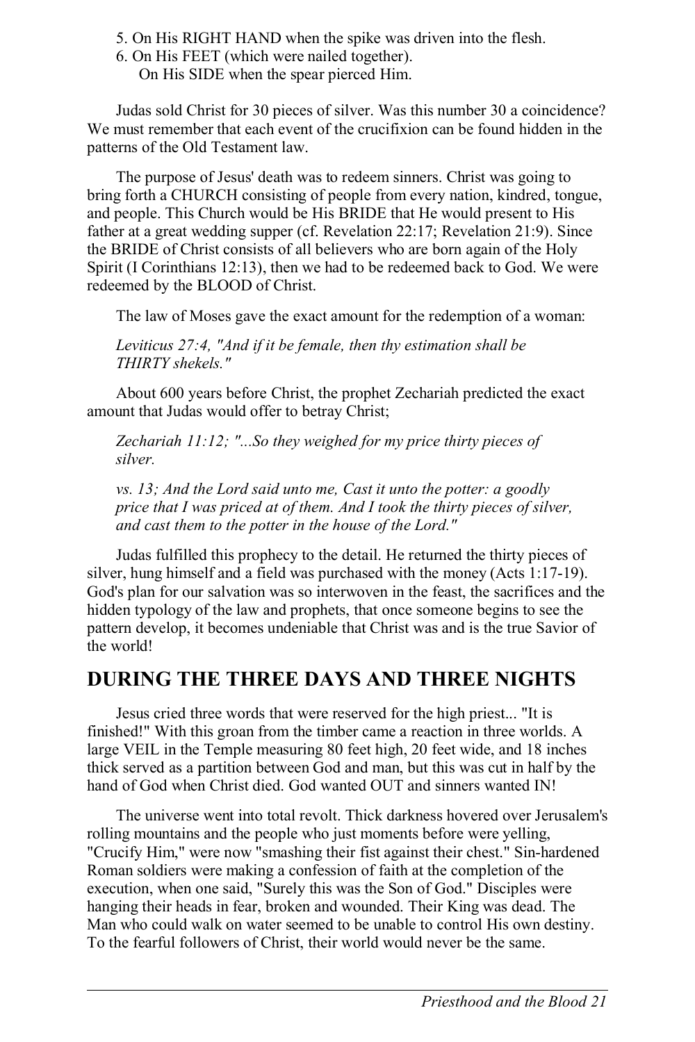5. On His RIGHT HAND when the spike was driven into the flesh.
6. On His FEET (which were nailed together).
   On His SIDE when the spear pierced Him.

Judas sold Christ for 30 pieces of silver. Was this number 30 a coincidence? We must remember that each event of the crucifixion can be found hidden in the patterns of the Old Testament law.

The purpose of Jesus' death was to redeem sinners. Christ was going to bring forth a CHURCH consisting of people from every nation, kindred, tongue, and people. This Church would be His BRIDE that He would present to His father at a great wedding supper (cf. Revelation 22:17; Revelation 21:9). Since the BRIDE of Christ consists of all believers who are born again of the Holy Spirit (I Corinthians 12:13), then we had to be redeemed back to God. We were redeemed by the BLOOD of Christ.

The law of Moses gave the exact amount for the redemption of a woman:

> *Leviticus 27:4, "And if it be female, then thy estimation shall be THIRTY shekels."*

About 600 years before Christ, the prophet Zechariah predicted the exact amount that Judas would offer to betray Christ;

> *Zechariah 11:12; "...So they weighed for my price thirty pieces of silver.*
>
> *vs. 13; And the Lord said unto me, Cast it unto the potter: a goodly price that I was priced at of them. And I took the thirty pieces of silver, and cast them to the potter in the house of the Lord."*

Judas fulfilled this prophecy to the detail. He returned the thirty pieces of silver, hung himself and a field was purchased with the money (Acts 1:17-19). God's plan for our salvation was so interwoven in the feast, the sacrifices and the hidden typology of the law and prophets, that once someone begins to see the pattern develop, it becomes undeniable that Christ was and is the true Savior of the world!

## DURING THE THREE DAYS AND THREE NIGHTS

Jesus cried three words that were reserved for the high priest... "It is finished!" With this groan from the timber came a reaction in three worlds. A large VEIL in the Temple measuring 80 feet high, 20 feet wide, and 18 inches thick served as a partition between God and man, but this was cut in half by the hand of God when Christ died. God wanted OUT and sinners wanted IN!

The universe went into total revolt. Thick darkness hovered over Jerusalem's rolling mountains and the people who just moments before were yelling, "Crucify Him," were now "smashing their fist against their chest." Sin-hardened Roman soldiers were making a confession of faith at the completion of the execution, when one said, "Surely this was the Son of God." Disciples were hanging their heads in fear, broken and wounded. Their King was dead. The Man who could walk on water seemed to be unable to control His own destiny. To the fearful followers of Christ, their world would never be the same.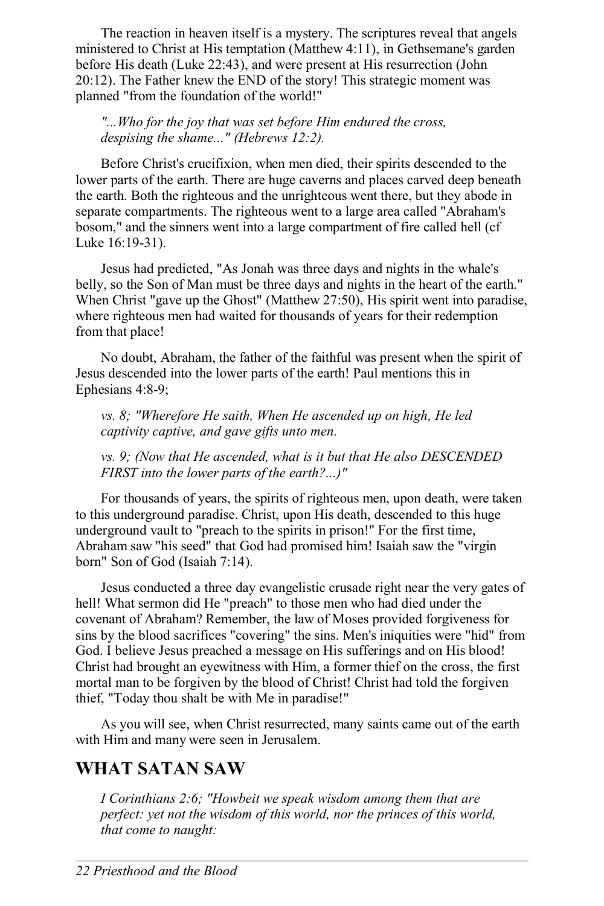The reaction in heaven itself is a mystery. The scriptures reveal that angels ministered to Christ at His temptation (Matthew 4:11), in Gethsemane's garden before His death (Luke 22:43), and were present at His resurrection (John 20:12). The Father knew the END of the story! This strategic moment was planned "from the foundation of the world!"

> *"...Who for the joy that was set before Him endured the cross, despising the shame..." (Hebrews 12:2).*

Before Christ's crucifixion, when men died, their spirits descended to the lower parts of the earth. There are huge caverns and places carved deep beneath the earth. Both the righteous and the unrighteous went there, but they abode in separate compartments. The righteous went to a large area called "Abraham's bosom," and the sinners went into a large compartment of fire called hell (cf Luke 16:19-31).

Jesus had predicted, "As Jonah was three days and nights in the whale's belly, so the Son of Man must be three days and nights in the heart of the earth." When Christ "gave up the Ghost" (Matthew 27:50), His spirit went into paradise, where righteous men had waited for thousands of years for their redemption from that place!

No doubt, Abraham, the father of the faithful was present when the spirit of Jesus descended into the lower parts of the earth! Paul mentions this in Ephesians 4:8-9;

> *vs. 8; "Wherefore He saith, When He ascended up on high, He led captivity captive, and gave gifts unto men.*
>
> *vs. 9; (Now that He ascended, what is it but that He also DESCENDED FIRST into the lower parts of the earth?...)"*

For thousands of years, the spirits of righteous men, upon death, were taken to this underground paradise. Christ, upon His death, descended to this huge underground vault to "preach to the spirits in prison!" For the first time, Abraham saw "his seed" that God had promised him! Isaiah saw the "virgin born" Son of God (Isaiah 7:14).

Jesus conducted a three day evangelistic crusade right near the very gates of hell! What sermon did He "preach" to those men who had died under the covenant of Abraham? Remember, the law of Moses provided forgiveness for sins by the blood sacrifices "covering" the sins. Men's iniquities were "hid" from God. I believe Jesus preached a message on His sufferings and on His blood! Christ had brought an eyewitness with Him, a former thief on the cross, the first mortal man to be forgiven by the blood of Christ! Christ had told the forgiven thief, "Today thou shalt be with Me in paradise!"

As you will see, when Christ resurrected, many saints came out of the earth with Him and many were seen in Jerusalem.

## WHAT SATAN SAW

> *I Corinthians 2:6; "Howbeit we speak wisdom among them that are perfect: yet not the wisdom of this world, nor the princes of this world, that come to naught:*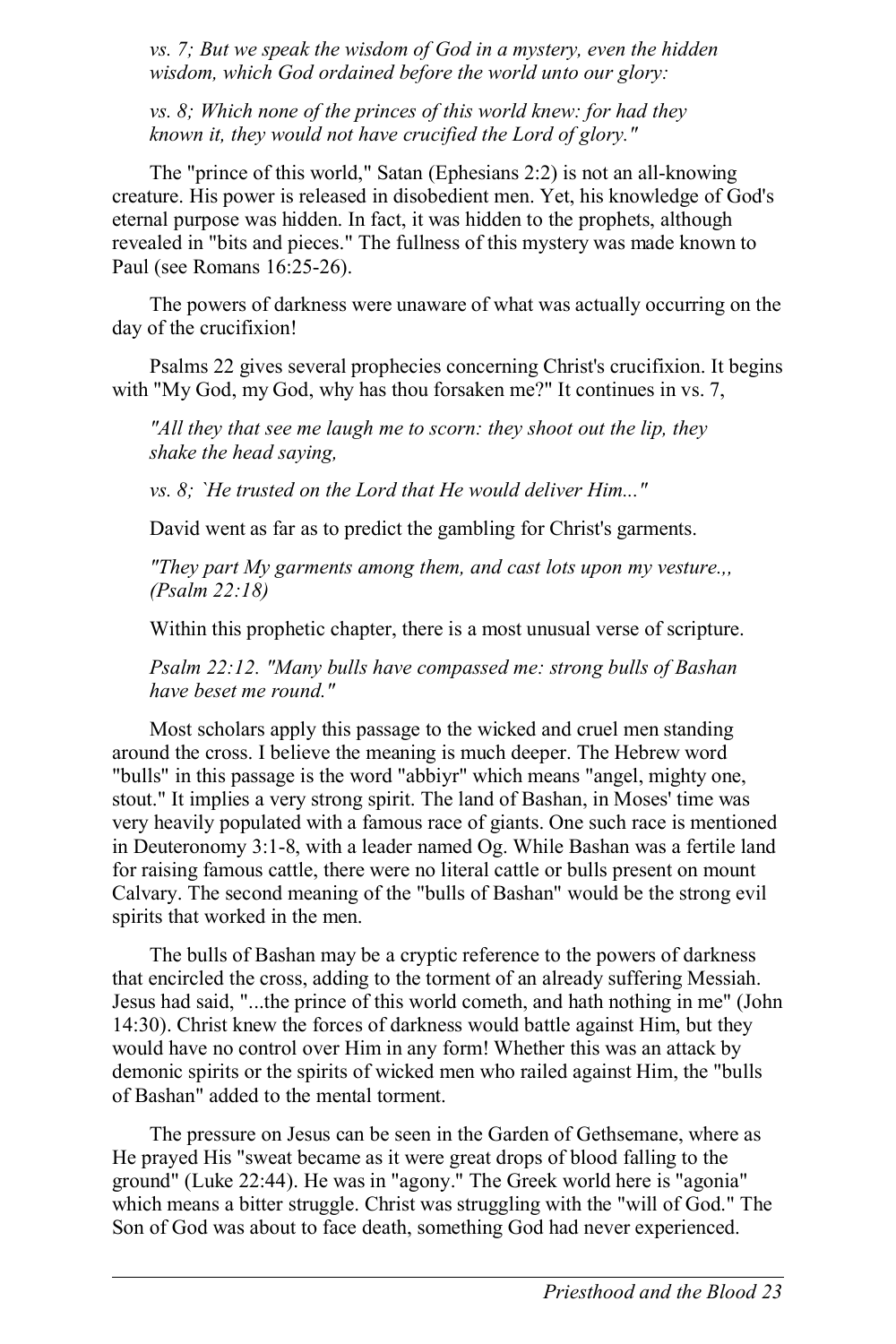*vs. 7; But we speak the wisdom of God in a mystery, even the hidden wisdom, which God ordained before the world unto our glory:*

*vs. 8; Which none of the princes of this world knew: for had they known it, they would not have crucified the Lord of glory."*

The "prince of this world," Satan (Ephesians 2:2) is not an all-knowing creature. His power is released in disobedient men. Yet, his knowledge of God's eternal purpose was hidden. In fact, it was hidden to the prophets, although revealed in "bits and pieces." The fullness of this mystery was made known to Paul (see Romans 16:25-26).

The powers of darkness were unaware of what was actually occurring on the day of the crucifixion!

Psalms 22 gives several prophecies concerning Christ's crucifixion. It begins with "My God, my God, why has thou forsaken me?" It continues in vs. 7,

*"All they that see me laugh me to scorn: they shoot out the lip, they shake the head saying,*

*vs. 8; `He trusted on the Lord that He would deliver Him..."*

David went as far as to predict the gambling for Christ's garments.

*"They part My garments among them, and cast lots upon my vesture.,, (Psalm 22:18)*

Within this prophetic chapter, there is a most unusual verse of scripture.

*Psalm 22:12. "Many bulls have compassed me: strong bulls of Bashan have beset me round."*

Most scholars apply this passage to the wicked and cruel men standing around the cross. I believe the meaning is much deeper. The Hebrew word "bulls" in this passage is the word "abbiyr" which means "angel, mighty one, stout." It implies a very strong spirit. The land of Bashan, in Moses' time was very heavily populated with a famous race of giants. One such race is mentioned in Deuteronomy 3:1-8, with a leader named Og. While Bashan was a fertile land for raising famous cattle, there were no literal cattle or bulls present on mount Calvary. The second meaning of the "bulls of Bashan" would be the strong evil spirits that worked in the men.

The bulls of Bashan may be a cryptic reference to the powers of darkness that encircled the cross, adding to the torment of an already suffering Messiah. Jesus had said, "...the prince of this world cometh, and hath nothing in me" (John 14:30). Christ knew the forces of darkness would battle against Him, but they would have no control over Him in any form! Whether this was an attack by demonic spirits or the spirits of wicked men who railed against Him, the "bulls of Bashan" added to the mental torment.

The pressure on Jesus can be seen in the Garden of Gethsemane, where as He prayed His "sweat became as it were great drops of blood falling to the ground" (Luke 22:44). He was in "agony." The Greek world here is "agonia" which means a bitter struggle. Christ was struggling with the "will of God." The Son of God was about to face death, something God had never experienced.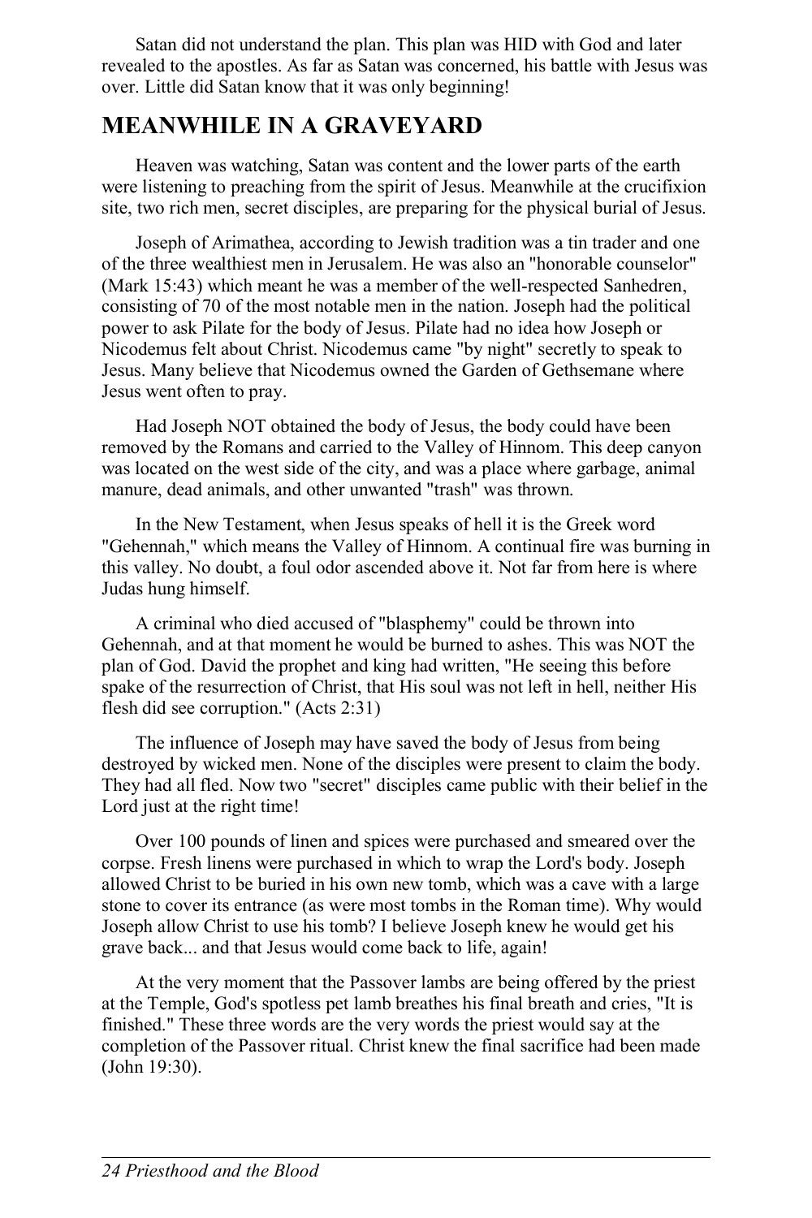Satan did not understand the plan. This plan was HID with God and later revealed to the apostles. As far as Satan was concerned, his battle with Jesus was over. Little did Satan know that it was only beginning!

## MEANWHILE IN A GRAVEYARD

Heaven was watching, Satan was content and the lower parts of the earth were listening to preaching from the spirit of Jesus. Meanwhile at the crucifixion site, two rich men, secret disciples, are preparing for the physical burial of Jesus.

Joseph of Arimathea, according to Jewish tradition was a tin trader and one of the three wealthiest men in Jerusalem. He was also an "honorable counselor" (Mark 15:43) which meant he was a member of the well-respected Sanhedren, consisting of 70 of the most notable men in the nation. Joseph had the political power to ask Pilate for the body of Jesus. Pilate had no idea how Joseph or Nicodemus felt about Christ. Nicodemus came "by night" secretly to speak to Jesus. Many believe that Nicodemus owned the Garden of Gethsemane where Jesus went often to pray.

Had Joseph NOT obtained the body of Jesus, the body could have been removed by the Romans and carried to the Valley of Hinnom. This deep canyon was located on the west side of the city, and was a place where garbage, animal manure, dead animals, and other unwanted "trash" was thrown.

In the New Testament, when Jesus speaks of hell it is the Greek word "Gehennah," which means the Valley of Hinnom. A continual fire was burning in this valley. No doubt, a foul odor ascended above it. Not far from here is where Judas hung himself.

A criminal who died accused of "blasphemy" could be thrown into Gehennah, and at that moment he would be burned to ashes. This was NOT the plan of God. David the prophet and king had written, "He seeing this before spake of the resurrection of Christ, that His soul was not left in hell, neither His flesh did see corruption." (Acts 2:31)

The influence of Joseph may have saved the body of Jesus from being destroyed by wicked men. None of the disciples were present to claim the body. They had all fled. Now two "secret" disciples came public with their belief in the Lord just at the right time!

Over 100 pounds of linen and spices were purchased and smeared over the corpse. Fresh linens were purchased in which to wrap the Lord's body. Joseph allowed Christ to be buried in his own new tomb, which was a cave with a large stone to cover its entrance (as were most tombs in the Roman time). Why would Joseph allow Christ to use his tomb? I believe Joseph knew he would get his grave back... and that Jesus would come back to life, again!

At the very moment that the Passover lambs are being offered by the priest at the Temple, God's spotless pet lamb breathes his final breath and cries, "It is finished." These three words are the very words the priest would say at the completion of the Passover ritual. Christ knew the final sacrifice had been made (John 19:30).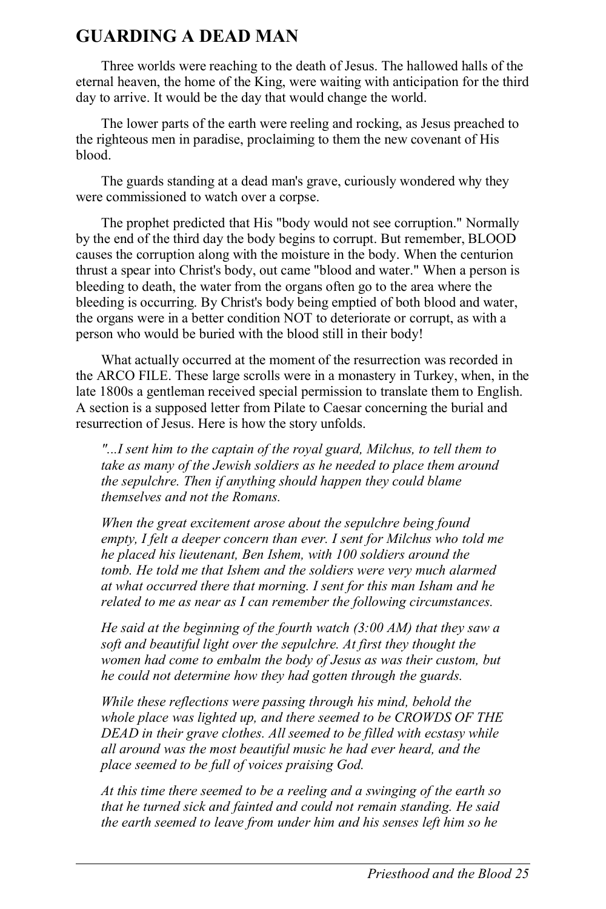## GUARDING A DEAD MAN

Three worlds were reaching to the death of Jesus. The hallowed halls of the eternal heaven, the home of the King, were waiting with anticipation for the third day to arrive. It would be the day that would change the world.

The lower parts of the earth were reeling and rocking, as Jesus preached to the righteous men in paradise, proclaiming to them the new covenant of His blood.

The guards standing at a dead man's grave, curiously wondered why they were commissioned to watch over a corpse.

The prophet predicted that His "body would not see corruption." Normally by the end of the third day the body begins to corrupt. But remember, BLOOD causes the corruption along with the moisture in the body. When the centurion thrust a spear into Christ's body, out came "blood and water." When a person is bleeding to death, the water from the organs often go to the area where the bleeding is occurring. By Christ's body being emptied of both blood and water, the organs were in a better condition NOT to deteriorate or corrupt, as with a person who would be buried with the blood still in their body!

What actually occurred at the moment of the resurrection was recorded in the ARCO FILE. These large scrolls were in a monastery in Turkey, when, in the late 1800s a gentleman received special permission to translate them to English. A section is a supposed letter from Pilate to Caesar concerning the burial and resurrection of Jesus. Here is how the story unfolds.

*"...I sent him to the captain of the royal guard, Milchus, to tell them to take as many of the Jewish soldiers as he needed to place them around the sepulchre. Then if anything should happen they could blame themselves and not the Romans.*

*When the great excitement arose about the sepulchre being found empty, I felt a deeper concern than ever. I sent for Milchus who told me he placed his lieutenant, Ben Ishem, with 100 soldiers around the tomb. He told me that Ishem and the soldiers were very much alarmed at what occurred there that morning. I sent for this man Isham and he related to me as near as I can remember the following circumstances.*

*He said at the beginning of the fourth watch (3:00 AM) that they saw a soft and beautiful light over the sepulchre. At first they thought the women had come to embalm the body of Jesus as was their custom, but he could not determine how they had gotten through the guards.*

*While these reflections were passing through his mind, behold the whole place was lighted up, and there seemed to be CROWDS OF THE DEAD in their grave clothes. All seemed to be filled with ecstasy while all around was the most beautiful music he had ever heard, and the place seemed to be full of voices praising God.*

*At this time there seemed to be a reeling and a swinging of the earth so that he turned sick and fainted and could not remain standing. He said the earth seemed to leave from under him and his senses left him so he*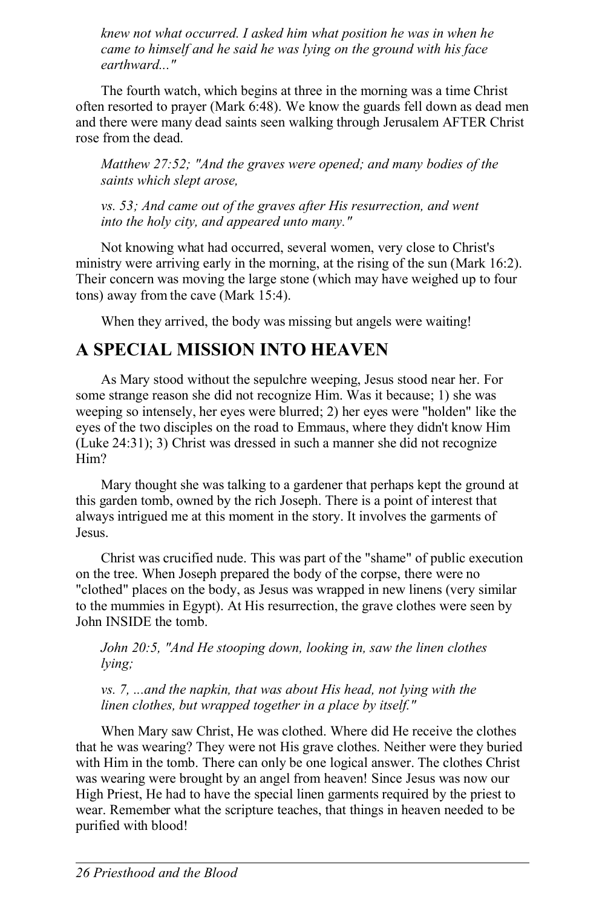*knew not what occurred. I asked him what position he was in when he came to himself and he said he was lying on the ground with his face earthward..."*

The fourth watch, which begins at three in the morning was a time Christ often resorted to prayer (Mark 6:48). We know the guards fell down as dead men and there were many dead saints seen walking through Jerusalem AFTER Christ rose from the dead.

*Matthew 27:52; "And the graves were opened; and many bodies of the saints which slept arose,*

*vs. 53; And came out of the graves after His resurrection, and went into the holy city, and appeared unto many."*

Not knowing what had occurred, several women, very close to Christ's ministry were arriving early in the morning, at the rising of the sun (Mark 16:2). Their concern was moving the large stone (which may have weighed up to four tons) away from the cave (Mark 15:4).

When they arrived, the body was missing but angels were waiting!

## A SPECIAL MISSION INTO HEAVEN

As Mary stood without the sepulchre weeping, Jesus stood near her. For some strange reason she did not recognize Him. Was it because; 1) she was weeping so intensely, her eyes were blurred; 2) her eyes were "holden" like the eyes of the two disciples on the road to Emmaus, where they didn't know Him (Luke 24:31); 3) Christ was dressed in such a manner she did not recognize Him?

Mary thought she was talking to a gardener that perhaps kept the ground at this garden tomb, owned by the rich Joseph. There is a point of interest that always intrigued me at this moment in the story. It involves the garments of Jesus.

Christ was crucified nude. This was part of the "shame" of public execution on the tree. When Joseph prepared the body of the corpse, there were no "clothed" places on the body, as Jesus was wrapped in new linens (very similar to the mummies in Egypt). At His resurrection, the grave clothes were seen by John INSIDE the tomb.

*John 20:5, "And He stooping down, looking in, saw the linen clothes lying;*

*vs. 7, ...and the napkin, that was about His head, not lying with the linen clothes, but wrapped together in a place by itself."*

When Mary saw Christ, He was clothed. Where did He receive the clothes that he was wearing? They were not His grave clothes. Neither were they buried with Him in the tomb. There can only be one logical answer. The clothes Christ was wearing were brought by an angel from heaven! Since Jesus was now our High Priest, He had to have the special linen garments required by the priest to wear. Remember what the scripture teaches, that things in heaven needed to be purified with blood!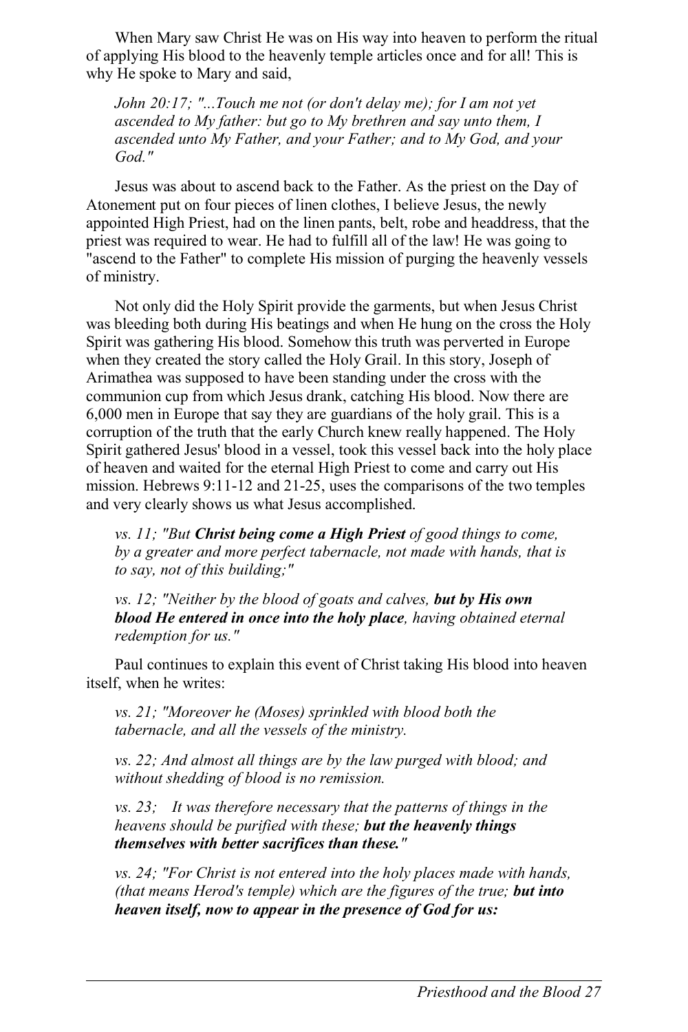When Mary saw Christ He was on His way into heaven to perform the ritual of applying His blood to the heavenly temple articles once and for all! This is why He spoke to Mary and said,

> *John 20:17; "...Touch me not (or don't delay me); for I am not yet ascended to My father: but go to My brethren and say unto them, I ascended unto My Father, and your Father; and to My God, and your God."*

Jesus was about to ascend back to the Father. As the priest on the Day of Atonement put on four pieces of linen clothes, I believe Jesus, the newly appointed High Priest, had on the linen pants, belt, robe and headdress, that the priest was required to wear. He had to fulfill all of the law! He was going to "ascend to the Father" to complete His mission of purging the heavenly vessels of ministry.

Not only did the Holy Spirit provide the garments, but when Jesus Christ was bleeding both during His beatings and when He hung on the cross the Holy Spirit was gathering His blood. Somehow this truth was perverted in Europe when they created the story called the Holy Grail. In this story, Joseph of Arimathea was supposed to have been standing under the cross with the communion cup from which Jesus drank, catching His blood. Now there are 6,000 men in Europe that say they are guardians of the holy grail. This is a corruption of the truth that the early Church knew really happened. The Holy Spirit gathered Jesus' blood in a vessel, took this vessel back into the holy place of heaven and waited for the eternal High Priest to come and carry out His mission. Hebrews 9:11-12 and 21-25, uses the comparisons of the two temples and very clearly shows us what Jesus accomplished.

> *vs. 11; "But **Christ being come a High Priest** of good things to come, by a greater and more perfect tabernacle, not made with hands, that is to say, not of this building;"*

> *vs. 12; "Neither by the blood of goats and calves, **but by His own blood He entered in once into the holy place**, having obtained eternal redemption for us."*

Paul continues to explain this event of Christ taking His blood into heaven itself, when he writes:

> *vs. 21; "Moreover he (Moses) sprinkled with blood both the tabernacle, and all the vessels of the ministry.*

> *vs. 22; And almost all things are by the law purged with blood; and without shedding of blood is no remission.*

> *vs. 23; It was therefore necessary that the patterns of things in the heavens should be purified with these; **but the heavenly things themselves with better sacrifices than these."***

> *vs. 24; "For Christ is not entered into the holy places made with hands, (that means Herod's temple) which are the figures of the true; **but into heaven itself, now to appear in the presence of God for us:***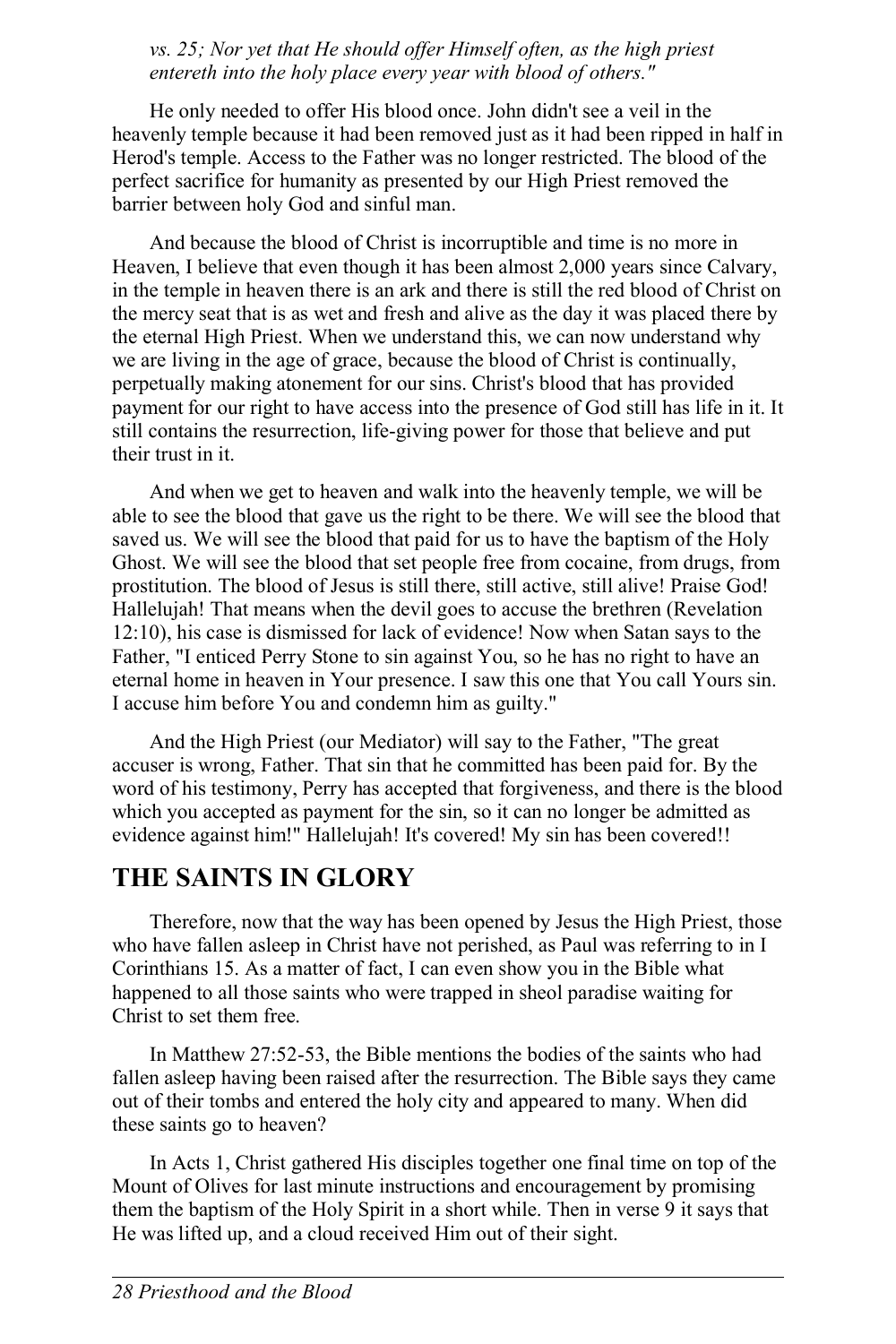*vs. 25; Nor yet that He should offer Himself often, as the high priest entereth into the holy place every year with blood of others."*

He only needed to offer His blood once. John didn't see a veil in the heavenly temple because it had been removed just as it had been ripped in half in Herod's temple. Access to the Father was no longer restricted. The blood of the perfect sacrifice for humanity as presented by our High Priest removed the barrier between holy God and sinful man.

And because the blood of Christ is incorruptible and time is no more in Heaven, I believe that even though it has been almost 2,000 years since Calvary, in the temple in heaven there is an ark and there is still the red blood of Christ on the mercy seat that is as wet and fresh and alive as the day it was placed there by the eternal High Priest. When we understand this, we can now understand why we are living in the age of grace, because the blood of Christ is continually, perpetually making atonement for our sins. Christ's blood that has provided payment for our right to have access into the presence of God still has life in it. It still contains the resurrection, life-giving power for those that believe and put their trust in it.

And when we get to heaven and walk into the heavenly temple, we will be able to see the blood that gave us the right to be there. We will see the blood that saved us. We will see the blood that paid for us to have the baptism of the Holy Ghost. We will see the blood that set people free from cocaine, from drugs, from prostitution. The blood of Jesus is still there, still active, still alive! Praise God! Hallelujah! That means when the devil goes to accuse the brethren (Revelation 12:10), his case is dismissed for lack of evidence! Now when Satan says to the Father, "I enticed Perry Stone to sin against You, so he has no right to have an eternal home in heaven in Your presence. I saw this one that You call Yours sin. I accuse him before You and condemn him as guilty."

And the High Priest (our Mediator) will say to the Father, "The great accuser is wrong, Father. That sin that he committed has been paid for. By the word of his testimony, Perry has accepted that forgiveness, and there is the blood which you accepted as payment for the sin, so it can no longer be admitted as evidence against him!" Hallelujah! It's covered! My sin has been covered!!

## THE SAINTS IN GLORY

Therefore, now that the way has been opened by Jesus the High Priest, those who have fallen asleep in Christ have not perished, as Paul was referring to in I Corinthians 15. As a matter of fact, I can even show you in the Bible what happened to all those saints who were trapped in sheol paradise waiting for Christ to set them free.

In Matthew 27:52-53, the Bible mentions the bodies of the saints who had fallen asleep having been raised after the resurrection. The Bible says they came out of their tombs and entered the holy city and appeared to many. When did these saints go to heaven?

In Acts 1, Christ gathered His disciples together one final time on top of the Mount of Olives for last minute instructions and encouragement by promising them the baptism of the Holy Spirit in a short while. Then in verse 9 it says that He was lifted up, and a cloud received Him out of their sight.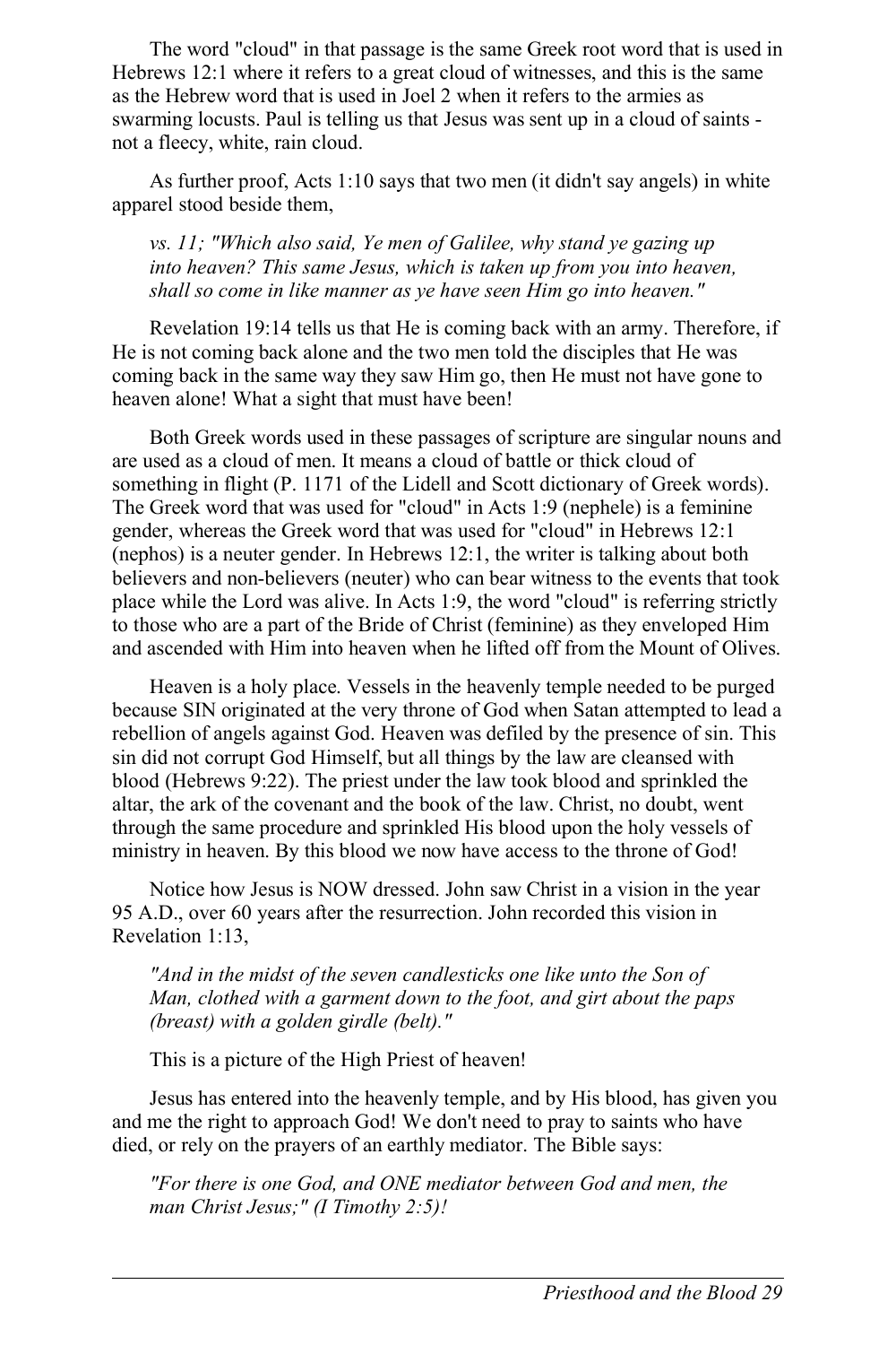The word "cloud" in that passage is the same Greek root word that is used in Hebrews 12:1 where it refers to a great cloud of witnesses, and this is the same as the Hebrew word that is used in Joel 2 when it refers to the armies as swarming locusts. Paul is telling us that Jesus was sent up in a cloud of saints - not a fleecy, white, rain cloud.

As further proof, Acts 1:10 says that two men (it didn't say angels) in white apparel stood beside them,

> *vs. 11; "Which also said, Ye men of Galilee, why stand ye gazing up into heaven? This same Jesus, which is taken up from you into heaven, shall so come in like manner as ye have seen Him go into heaven."*

Revelation 19:14 tells us that He is coming back with an army. Therefore, if He is not coming back alone and the two men told the disciples that He was coming back in the same way they saw Him go, then He must not have gone to heaven alone! What a sight that must have been!

Both Greek words used in these passages of scripture are singular nouns and are used as a cloud of men. It means a cloud of battle or thick cloud of something in flight (P. 1171 of the Lidell and Scott dictionary of Greek words). The Greek word that was used for "cloud" in Acts 1:9 (nephele) is a feminine gender, whereas the Greek word that was used for "cloud" in Hebrews 12:1 (nephos) is a neuter gender. In Hebrews 12:1, the writer is talking about both believers and non-believers (neuter) who can bear witness to the events that took place while the Lord was alive. In Acts 1:9, the word "cloud" is referring strictly to those who are a part of the Bride of Christ (feminine) as they enveloped Him and ascended with Him into heaven when he lifted off from the Mount of Olives.

Heaven is a holy place. Vessels in the heavenly temple needed to be purged because SIN originated at the very throne of God when Satan attempted to lead a rebellion of angels against God. Heaven was defiled by the presence of sin. This sin did not corrupt God Himself, but all things by the law are cleansed with blood (Hebrews 9:22). The priest under the law took blood and sprinkled the altar, the ark of the covenant and the book of the law. Christ, no doubt, went through the same procedure and sprinkled His blood upon the holy vessels of ministry in heaven. By this blood we now have access to the throne of God!

Notice how Jesus is NOW dressed. John saw Christ in a vision in the year 95 A.D., over 60 years after the resurrection. John recorded this vision in Revelation 1:13,

> *"And in the midst of the seven candlesticks one like unto the Son of Man, clothed with a garment down to the foot, and girt about the paps (breast) with a golden girdle (belt)."*

This is a picture of the High Priest of heaven!

Jesus has entered into the heavenly temple, and by His blood, has given you and me the right to approach God! We don't need to pray to saints who have died, or rely on the prayers of an earthly mediator. The Bible says:

> *"For there is one God, and ONE mediator between God and men, the man Christ Jesus;" (I Timothy 2:5)!*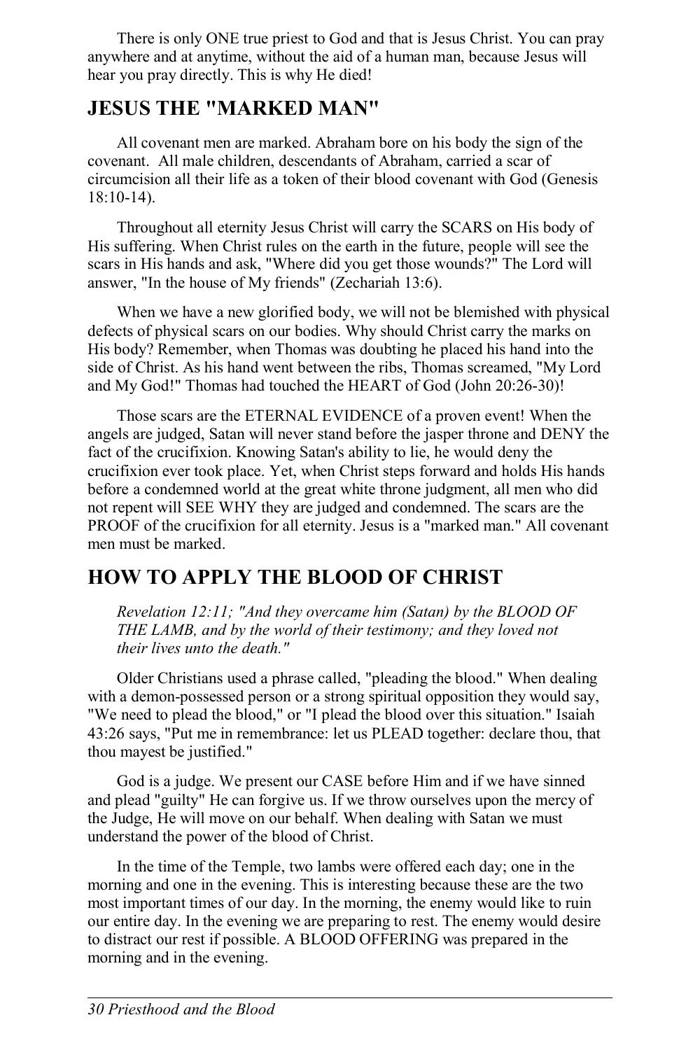There is only ONE true priest to God and that is Jesus Christ. You can pray anywhere and at anytime, without the aid of a human man, because Jesus will hear you pray directly. This is why He died!

## JESUS THE "MARKED MAN"

All covenant men are marked. Abraham bore on his body the sign of the covenant. All male children, descendants of Abraham, carried a scar of circumcision all their life as a token of their blood covenant with God (Genesis 18:10-14).

Throughout all eternity Jesus Christ will carry the SCARS on His body of His suffering. When Christ rules on the earth in the future, people will see the scars in His hands and ask, "Where did you get those wounds?" The Lord will answer, "In the house of My friends" (Zechariah 13:6).

When we have a new glorified body, we will not be blemished with physical defects of physical scars on our bodies. Why should Christ carry the marks on His body? Remember, when Thomas was doubting he placed his hand into the side of Christ. As his hand went between the ribs, Thomas screamed, "My Lord and My God!" Thomas had touched the HEART of God (John 20:26-30)!

Those scars are the ETERNAL EVIDENCE of a proven event! When the angels are judged, Satan will never stand before the jasper throne and DENY the fact of the crucifixion. Knowing Satan's ability to lie, he would deny the crucifixion ever took place. Yet, when Christ steps forward and holds His hands before a condemned world at the great white throne judgment, all men who did not repent will SEE WHY they are judged and condemned. The scars are the PROOF of the crucifixion for all eternity. Jesus is a "marked man." All covenant men must be marked.

## HOW TO APPLY THE BLOOD OF CHRIST

*Revelation 12:11; "And they overcame him (Satan) by the BLOOD OF THE LAMB, and by the world of their testimony; and they loved not their lives unto the death."*

Older Christians used a phrase called, "pleading the blood." When dealing with a demon-possessed person or a strong spiritual opposition they would say, "We need to plead the blood," or "I plead the blood over this situation." Isaiah 43:26 says, "Put me in remembrance: let us PLEAD together: declare thou, that thou mayest be justified."

God is a judge. We present our CASE before Him and if we have sinned and plead "guilty" He can forgive us. If we throw ourselves upon the mercy of the Judge, He will move on our behalf. When dealing with Satan we must understand the power of the blood of Christ.

In the time of the Temple, two lambs were offered each day; one in the morning and one in the evening. This is interesting because these are the two most important times of our day. In the morning, the enemy would like to ruin our entire day. In the evening we are preparing to rest. The enemy would desire to distract our rest if possible. A BLOOD OFFERING was prepared in the morning and in the evening.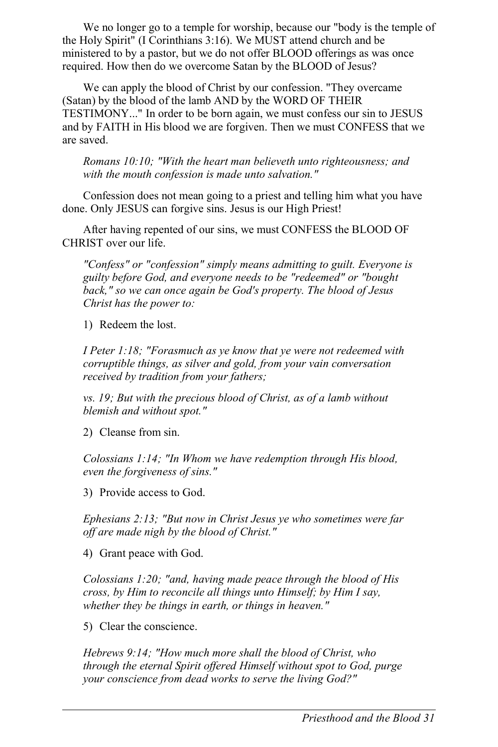We no longer go to a temple for worship, because our "body is the temple of the Holy Spirit" (I Corinthians 3:16). We MUST attend church and be ministered to by a pastor, but we do not offer BLOOD offerings as was once required. How then do we overcome Satan by the BLOOD of Jesus?

We can apply the blood of Christ by our confession. "They overcame (Satan) by the blood of the lamb AND by the WORD OF THEIR TESTIMONY..." In order to be born again, we must confess our sin to JESUS and by FAITH in His blood we are forgiven. Then we must CONFESS that we are saved.

*Romans 10:10; "With the heart man believeth unto righteousness; and with the mouth confession is made unto salvation."*

Confession does not mean going to a priest and telling him what you have done. Only JESUS can forgive sins. Jesus is our High Priest!

After having repented of our sins, we must CONFESS the BLOOD OF CHRIST over our life.

*"Confess" or "confession" simply means admitting to guilt. Everyone is guilty before God, and everyone needs to be "redeemed" or "bought back," so we can once again be God's property. The blood of Jesus Christ has the power to:*

1) Redeem the lost.

*I Peter 1:18; "Forasmuch as ye know that ye were not redeemed with corruptible things, as silver and gold, from your vain conversation received by tradition from your fathers;*

*vs. 19; But with the precious blood of Christ, as of a lamb without blemish and without spot."*

2) Cleanse from sin.

*Colossians 1:14; "In Whom we have redemption through His blood, even the forgiveness of sins."*

3) Provide access to God.

*Ephesians 2:13; "But now in Christ Jesus ye who sometimes were far off are made nigh by the blood of Christ."*

4) Grant peace with God.

*Colossians 1:20; "and, having made peace through the blood of His cross, by Him to reconcile all things unto Himself; by Him I say, whether they be things in earth, or things in heaven."*

5) Clear the conscience.

*Hebrews 9:14; "How much more shall the blood of Christ, who through the eternal Spirit offered Himself without spot to God, purge your conscience from dead works to serve the living God?"*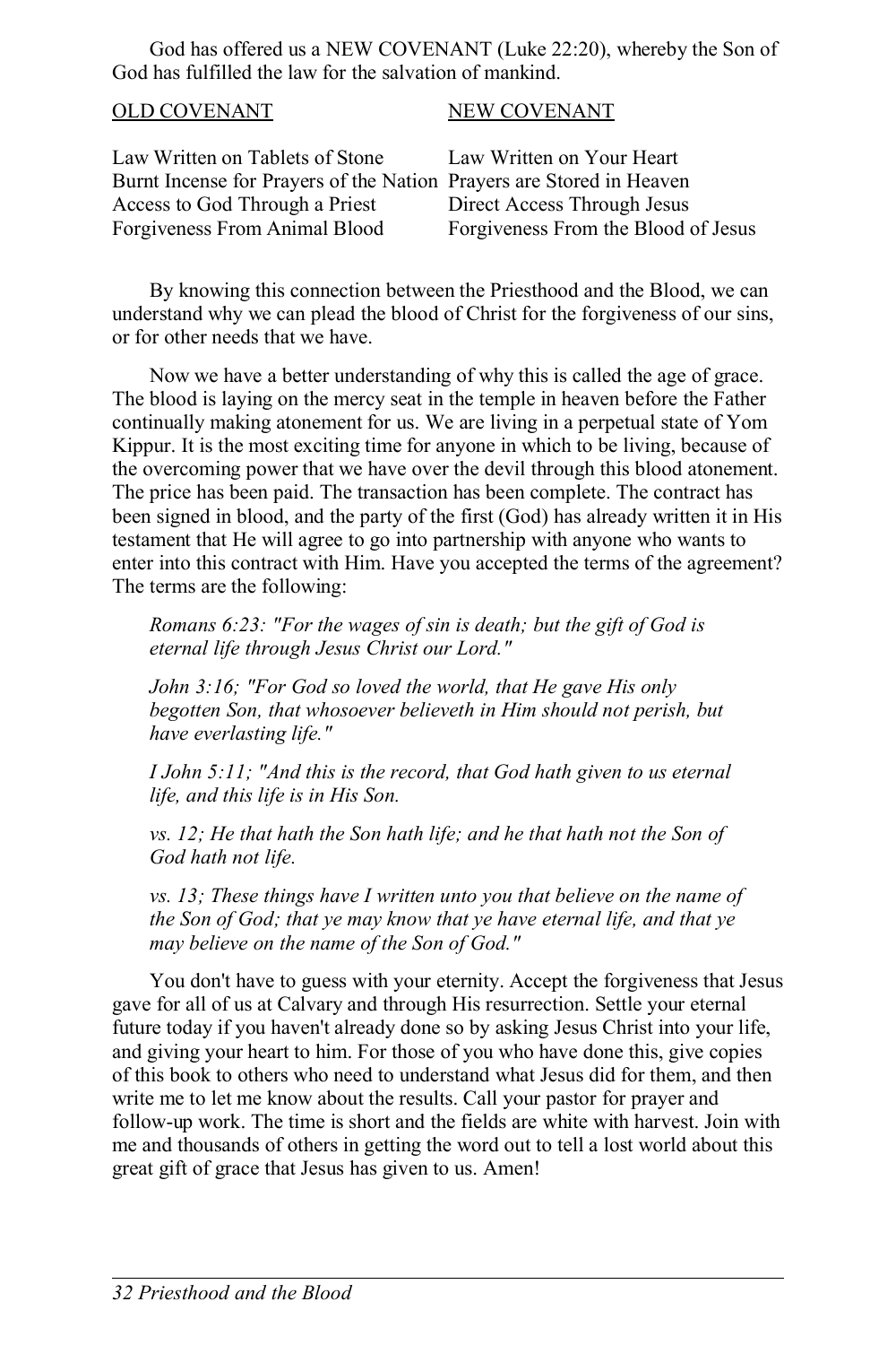God has offered us a NEW COVENANT (Luke 22:20), whereby the Son of God has fulfilled the law for the salvation of mankind.

| OLD COVENANT | NEW COVENANT |
|---|---|
| Law Written on Tablets of Stone | Law Written on Your Heart |
| Burnt Incense for Prayers of the Nation | Prayers are Stored in Heaven |
| Access to God Through a Priest | Direct Access Through Jesus |
| Forgiveness From Animal Blood | Forgiveness From the Blood of Jesus |

By knowing this connection between the Priesthood and the Blood, we can understand why we can plead the blood of Christ for the forgiveness of our sins, or for other needs that we have.

Now we have a better understanding of why this is called the age of grace. The blood is laying on the mercy seat in the temple in heaven before the Father continually making atonement for us. We are living in a perpetual state of Yom Kippur. It is the most exciting time for anyone in which to be living, because of the overcoming power that we have over the devil through this blood atonement. The price has been paid. The transaction has been complete. The contract has been signed in blood, and the party of the first (God) has already written it in His testament that He will agree to go into partnership with anyone who wants to enter into this contract with Him. Have you accepted the terms of the agreement? The terms are the following:

*Romans 6:23: "For the wages of sin is death; but the gift of God is eternal life through Jesus Christ our Lord."*

*John 3:16; "For God so loved the world, that He gave His only begotten Son, that whosoever believeth in Him should not perish, but have everlasting life."*

*I John 5:11; "And this is the record, that God hath given to us eternal life, and this life is in His Son.*

*vs. 12; He that hath the Son hath life; and he that hath not the Son of God hath not life.*

*vs. 13; These things have I written unto you that believe on the name of the Son of God; that ye may know that ye have eternal life, and that ye may believe on the name of the Son of God."*

You don't have to guess with your eternity. Accept the forgiveness that Jesus gave for all of us at Calvary and through His resurrection. Settle your eternal future today if you haven't already done so by asking Jesus Christ into your life, and giving your heart to him. For those of you who have done this, give copies of this book to others who need to understand what Jesus did for them, and then write me to let me know about the results. Call your pastor for prayer and follow-up work. The time is short and the fields are white with harvest. Join with me and thousands of others in getting the word out to tell a lost world about this great gift of grace that Jesus has given to us. Amen!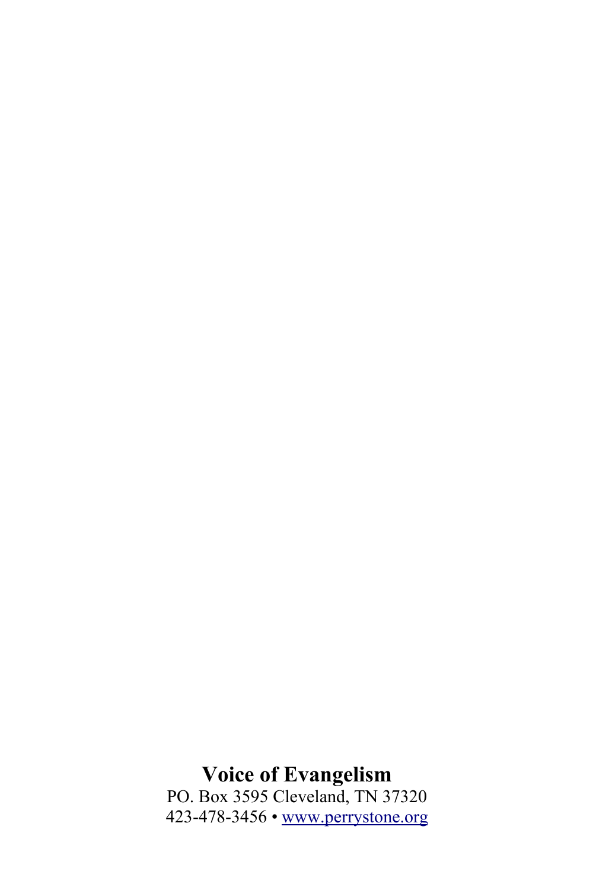**Voice of Evangelism**

PO. Box 3595 Cleveland, TN 37320

423-478-3456 • [www.perrystone.org](http://www.perrystone.org)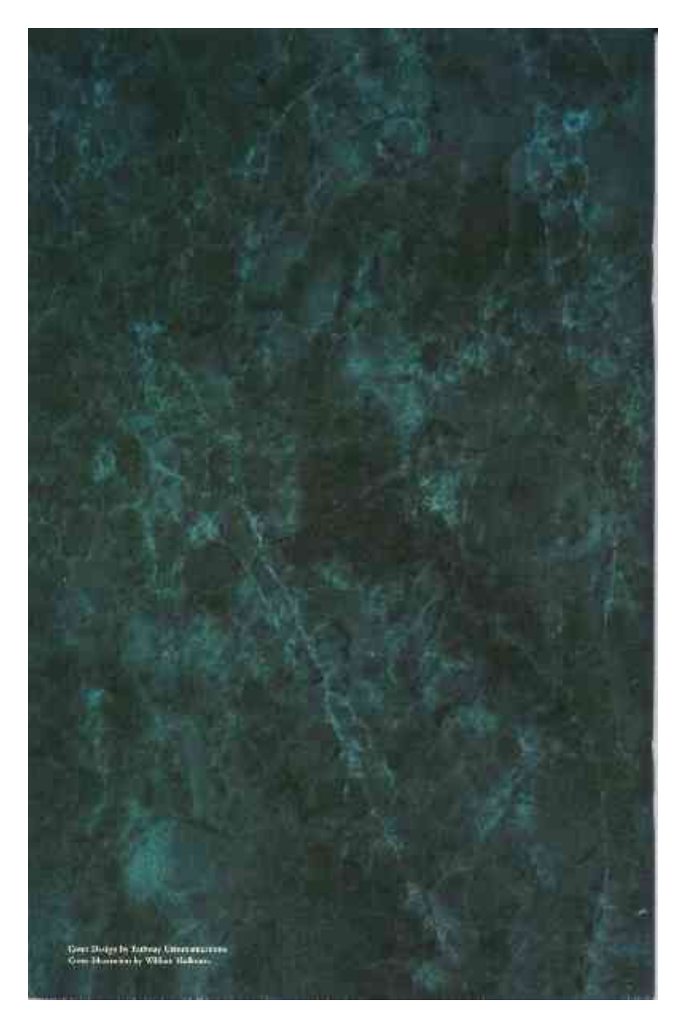Cover Design by Jeffrey Untermann
Cover Illustration by William Hallissey